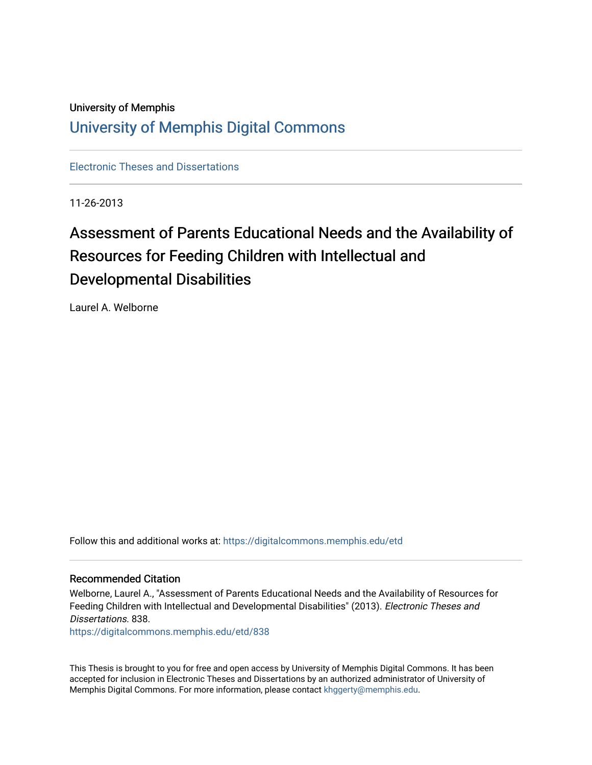University of Memphis

# University of Memphis Digital Commons

Electronic Theses and Dissertations

11-26-2013

# Assessment of Parents Educational Needs and the Availability of Resources for Feeding Children with Intellectual and Developmental Disabilities

Laurel A. Welborne

Follow this and additional works at: https://digitalcommons.memphis.edu/etd

## Recommended Citation

Welborne, Laurel A., "Assessment of Parents Educational Needs and the Availability of Resources for Feeding Children with Intellectual and Developmental Disabilities" (2013). *Electronic Theses and Dissertations*. 838.
https://digitalcommons.memphis.edu/etd/838

This Thesis is brought to you for free and open access by University of Memphis Digital Commons. It has been accepted for inclusion in Electronic Theses and Dissertations by an authorized administrator of University of Memphis Digital Commons. For more information, please contact khggerty@memphis.edu.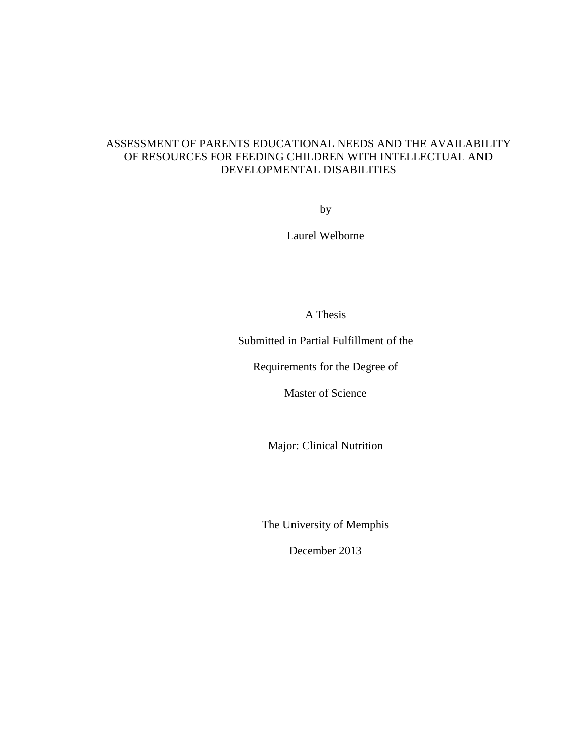# ASSESSMENT OF PARENTS EDUCATIONAL NEEDS AND THE AVAILABILITY OF RESOURCES FOR FEEDING CHILDREN WITH INTELLECTUAL AND DEVELOPMENTAL DISABILITIES

by

Laurel Welborne

A Thesis

Submitted in Partial Fulfillment of the

Requirements for the Degree of

Master of Science

Major: Clinical Nutrition

The University of Memphis

December 2013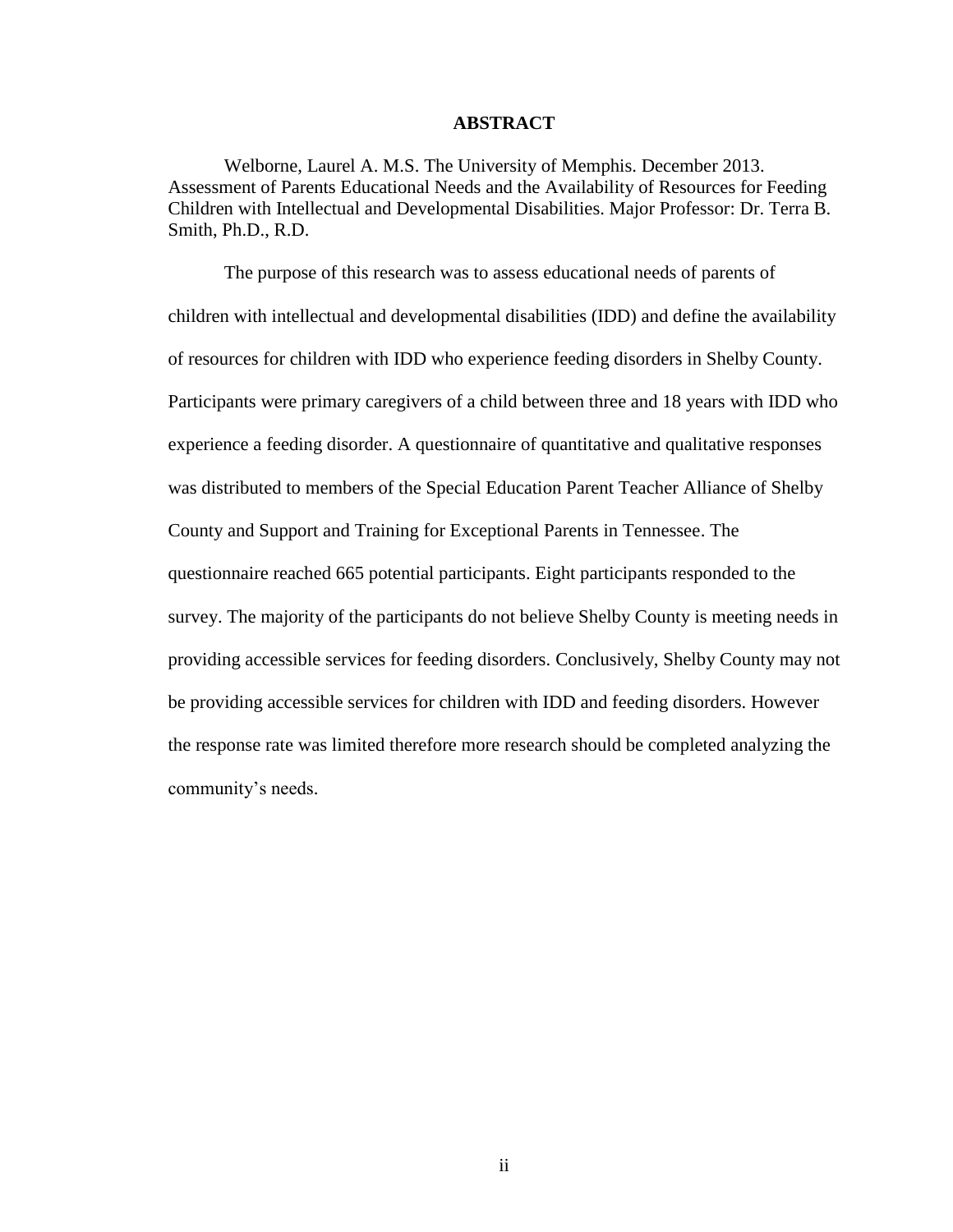# ABSTRACT

Welborne, Laurel A. M.S. The University of Memphis. December 2013. Assessment of Parents Educational Needs and the Availability of Resources for Feeding Children with Intellectual and Developmental Disabilities. Major Professor: Dr. Terra B. Smith, Ph.D., R.D.

The purpose of this research was to assess educational needs of parents of children with intellectual and developmental disabilities (IDD) and define the availability of resources for children with IDD who experience feeding disorders in Shelby County. Participants were primary caregivers of a child between three and 18 years with IDD who experience a feeding disorder. A questionnaire of quantitative and qualitative responses was distributed to members of the Special Education Parent Teacher Alliance of Shelby County and Support and Training for Exceptional Parents in Tennessee. The questionnaire reached 665 potential participants. Eight participants responded to the survey. The majority of the participants do not believe Shelby County is meeting needs in providing accessible services for feeding disorders. Conclusively, Shelby County may not be providing accessible services for children with IDD and feeding disorders. However the response rate was limited therefore more research should be completed analyzing the community's needs.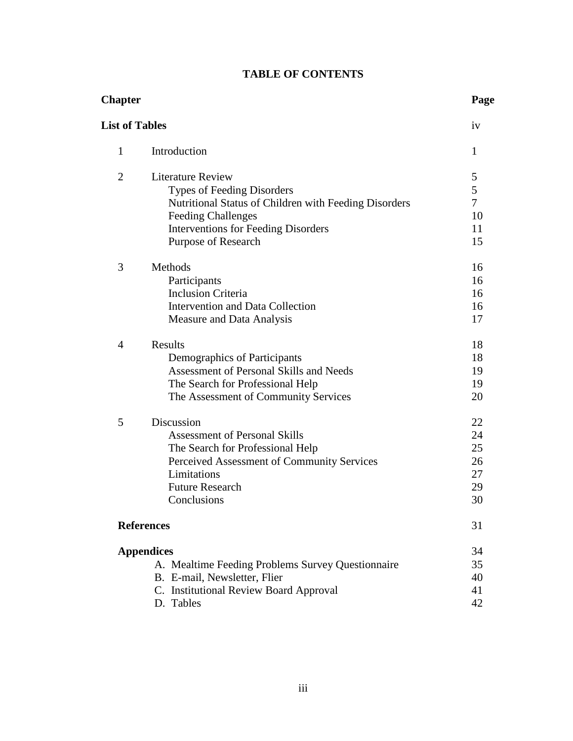# TABLE OF CONTENTS

| Chapter | | Page |
|---|---|---|
| **List of Tables** | | iv |
| 1 | Introduction | 1 |
| 2 | Literature Review | 5 |
| | Types of Feeding Disorders | 5 |
| | Nutritional Status of Children with Feeding Disorders | 7 |
| | Feeding Challenges | 10 |
| | Interventions for Feeding Disorders | 11 |
| | Purpose of Research | 15 |
| 3 | Methods | 16 |
| | Participants | 16 |
| | Inclusion Criteria | 16 |
| | Intervention and Data Collection | 16 |
| | Measure and Data Analysis | 17 |
| 4 | Results | 18 |
| | Demographics of Participants | 18 |
| | Assessment of Personal Skills and Needs | 19 |
| | The Search for Professional Help | 19 |
| | The Assessment of Community Services | 20 |
| 5 | Discussion | 22 |
| | Assessment of Personal Skills | 24 |
| | The Search for Professional Help | 25 |
| | Perceived Assessment of Community Services | 26 |
| | Limitations | 27 |
| | Future Research | 29 |
| | Conclusions | 30 |
| **References** | | 31 |
| **Appendices** | | 34 |
| | A. Mealtime Feeding Problems Survey Questionnaire | 35 |
| | B. E-mail, Newsletter, Flier | 40 |
| | C. Institutional Review Board Approval | 41 |
| | D. Tables | 42 |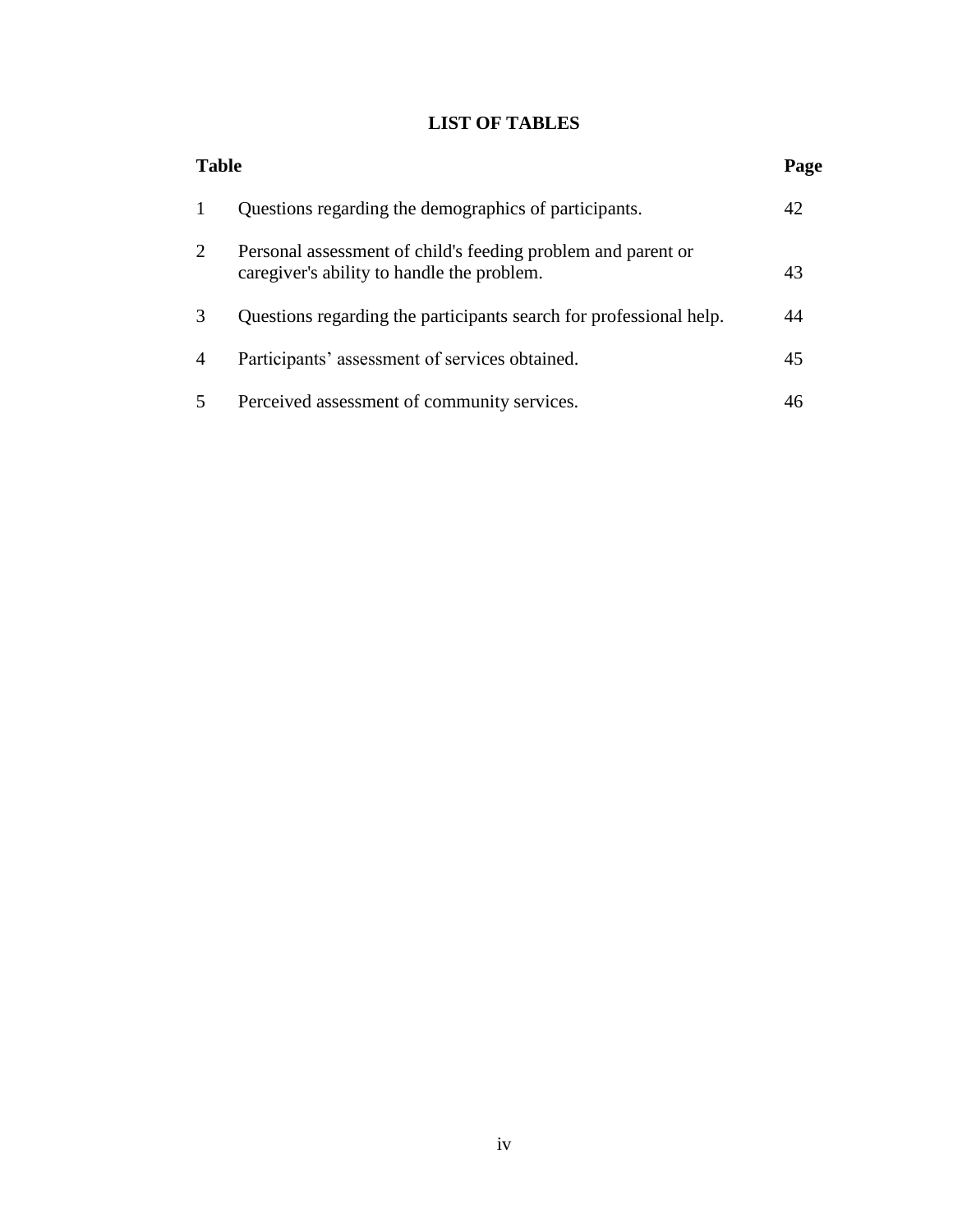# LIST OF TABLES

| Table | | Page |
|---|---|---|
| 1 | Questions regarding the demographics of participants. | 42 |
| 2 | Personal assessment of child's feeding problem and parent or caregiver's ability to handle the problem. | 43 |
| 3 | Questions regarding the participants search for professional help. | 44 |
| 4 | Participants' assessment of services obtained. | 45 |
| 5 | Perceived assessment of community services. | 46 |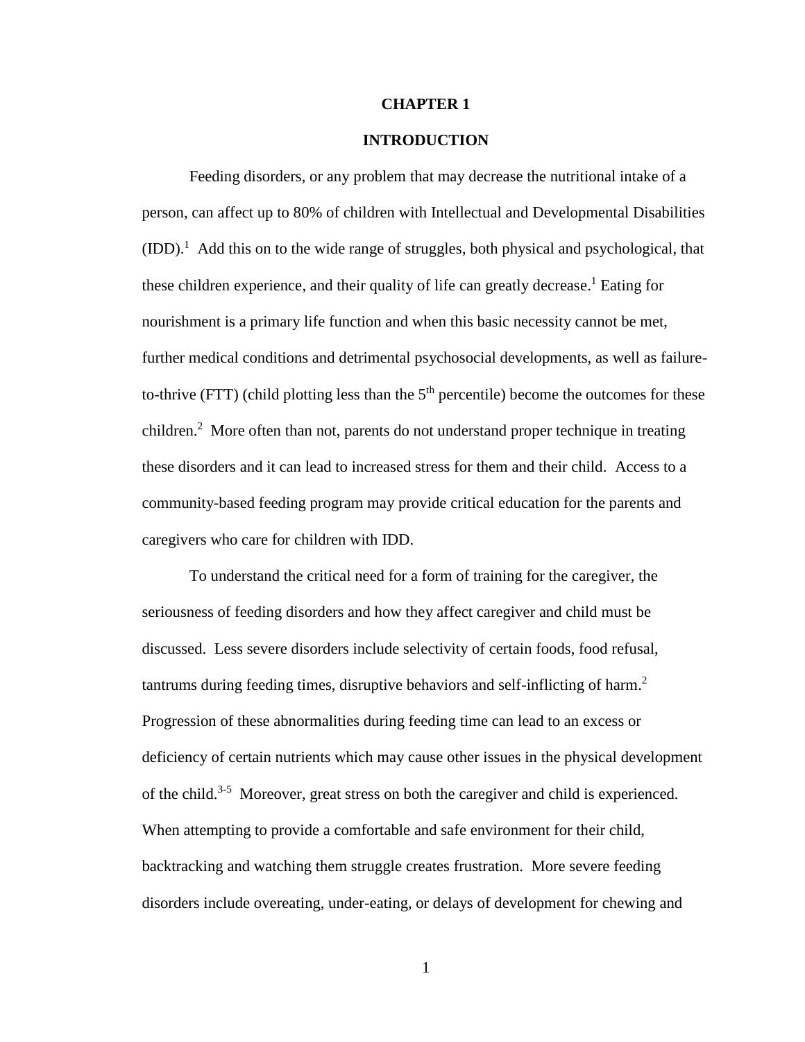# CHAPTER 1

## INTRODUCTION

Feeding disorders, or any problem that may decrease the nutritional intake of a person, can affect up to 80% of children with Intellectual and Developmental Disabilities (IDD).[1] Add this on to the wide range of struggles, both physical and psychological, that these children experience, and their quality of life can greatly decrease.[1] Eating for nourishment is a primary life function and when this basic necessity cannot be met, further medical conditions and detrimental psychosocial developments, as well as failure-to-thrive (FTT) (child plotting less than the 5$^{th}$ percentile) become the outcomes for these children.[2] More often than not, parents do not understand proper technique in treating these disorders and it can lead to increased stress for them and their child. Access to a community-based feeding program may provide critical education for the parents and caregivers who care for children with IDD.

To understand the critical need for a form of training for the caregiver, the seriousness of feeding disorders and how they affect caregiver and child must be discussed. Less severe disorders include selectivity of certain foods, food refusal, tantrums during feeding times, disruptive behaviors and self-inflicting of harm.[2] Progression of these abnormalities during feeding time can lead to an excess or deficiency of certain nutrients which may cause other issues in the physical development of the child.[3-5] Moreover, great stress on both the caregiver and child is experienced. When attempting to provide a comfortable and safe environment for their child, backtracking and watching them struggle creates frustration. More severe feeding disorders include overeating, under-eating, or delays of development for chewing and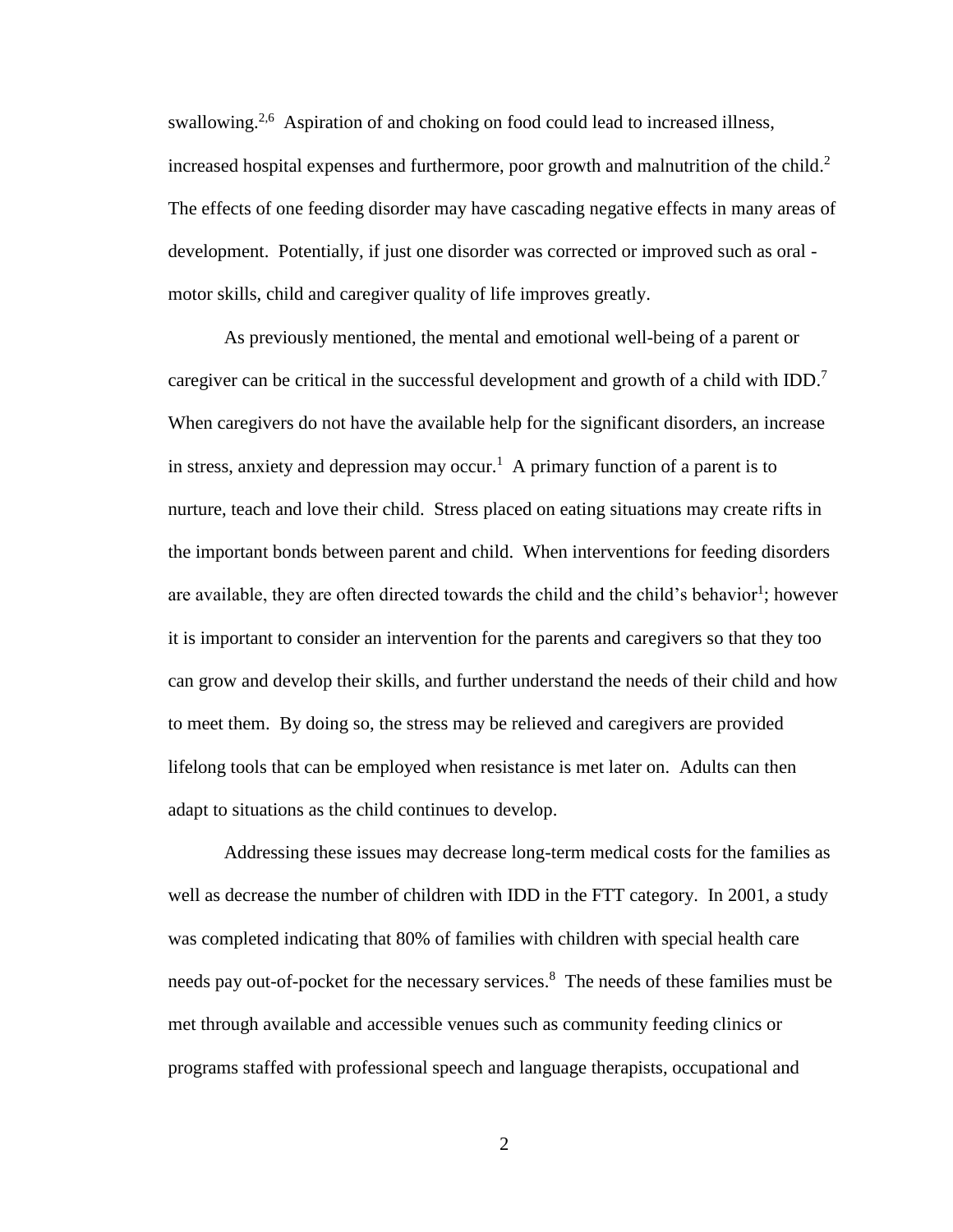swallowing.[2,6] Aspiration of and choking on food could lead to increased illness, increased hospital expenses and furthermore, poor growth and malnutrition of the child.[2] The effects of one feeding disorder may have cascading negative effects in many areas of development. Potentially, if just one disorder was corrected or improved such as oral - motor skills, child and caregiver quality of life improves greatly.

As previously mentioned, the mental and emotional well-being of a parent or caregiver can be critical in the successful development and growth of a child with IDD.[7] When caregivers do not have the available help for the significant disorders, an increase in stress, anxiety and depression may occur.[1] A primary function of a parent is to nurture, teach and love their child. Stress placed on eating situations may create rifts in the important bonds between parent and child. When interventions for feeding disorders are available, they are often directed towards the child and the child's behavior[1]; however it is important to consider an intervention for the parents and caregivers so that they too can grow and develop their skills, and further understand the needs of their child and how to meet them. By doing so, the stress may be relieved and caregivers are provided lifelong tools that can be employed when resistance is met later on. Adults can then adapt to situations as the child continues to develop.

Addressing these issues may decrease long-term medical costs for the families as well as decrease the number of children with IDD in the FTT category. In 2001, a study was completed indicating that 80% of families with children with special health care needs pay out-of-pocket for the necessary services.[8] The needs of these families must be met through available and accessible venues such as community feeding clinics or programs staffed with professional speech and language therapists, occupational and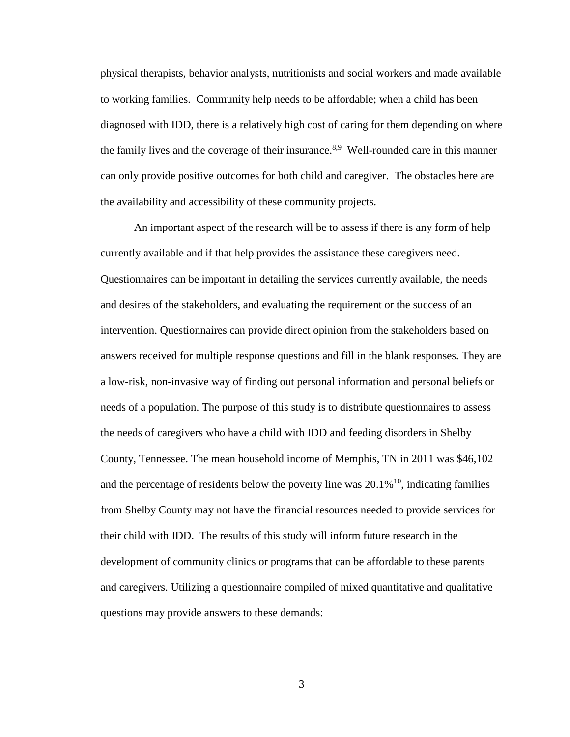physical therapists, behavior analysts, nutritionists and social workers and made available to working families. Community help needs to be affordable; when a child has been diagnosed with IDD, there is a relatively high cost of caring for them depending on where the family lives and the coverage of their insurance.[8,9] Well-rounded care in this manner can only provide positive outcomes for both child and caregiver. The obstacles here are the availability and accessibility of these community projects.

An important aspect of the research will be to assess if there is any form of help currently available and if that help provides the assistance these caregivers need. Questionnaires can be important in detailing the services currently available, the needs and desires of the stakeholders, and evaluating the requirement or the success of an intervention. Questionnaires can provide direct opinion from the stakeholders based on answers received for multiple response questions and fill in the blank responses. They are a low-risk, non-invasive way of finding out personal information and personal beliefs or needs of a population. The purpose of this study is to distribute questionnaires to assess the needs of caregivers who have a child with IDD and feeding disorders in Shelby County, Tennessee. The mean household income of Memphis, TN in 2011 was $46,102 and the percentage of residents below the poverty line was 20.1%[10], indicating families from Shelby County may not have the financial resources needed to provide services for their child with IDD. The results of this study will inform future research in the development of community clinics or programs that can be affordable to these parents and caregivers. Utilizing a questionnaire compiled of mixed quantitative and qualitative questions may provide answers to these demands: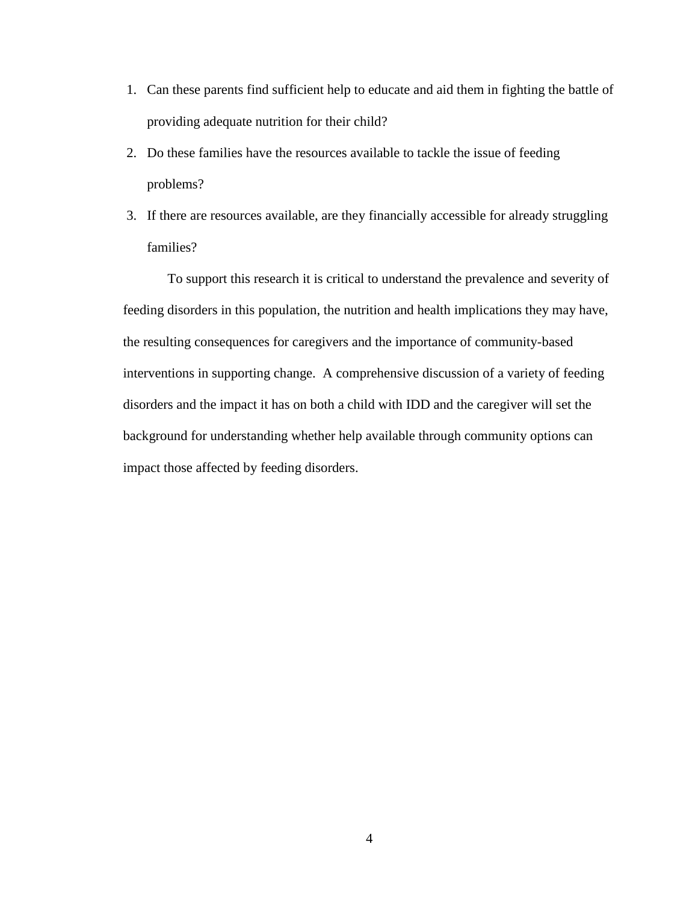1. Can these parents find sufficient help to educate and aid them in fighting the battle of providing adequate nutrition for their child?
2. Do these families have the resources available to tackle the issue of feeding problems?
3. If there are resources available, are they financially accessible for already struggling families?

To support this research it is critical to understand the prevalence and severity of feeding disorders in this population, the nutrition and health implications they may have, the resulting consequences for caregivers and the importance of community-based interventions in supporting change. A comprehensive discussion of a variety of feeding disorders and the impact it has on both a child with IDD and the caregiver will set the background for understanding whether help available through community options can impact those affected by feeding disorders.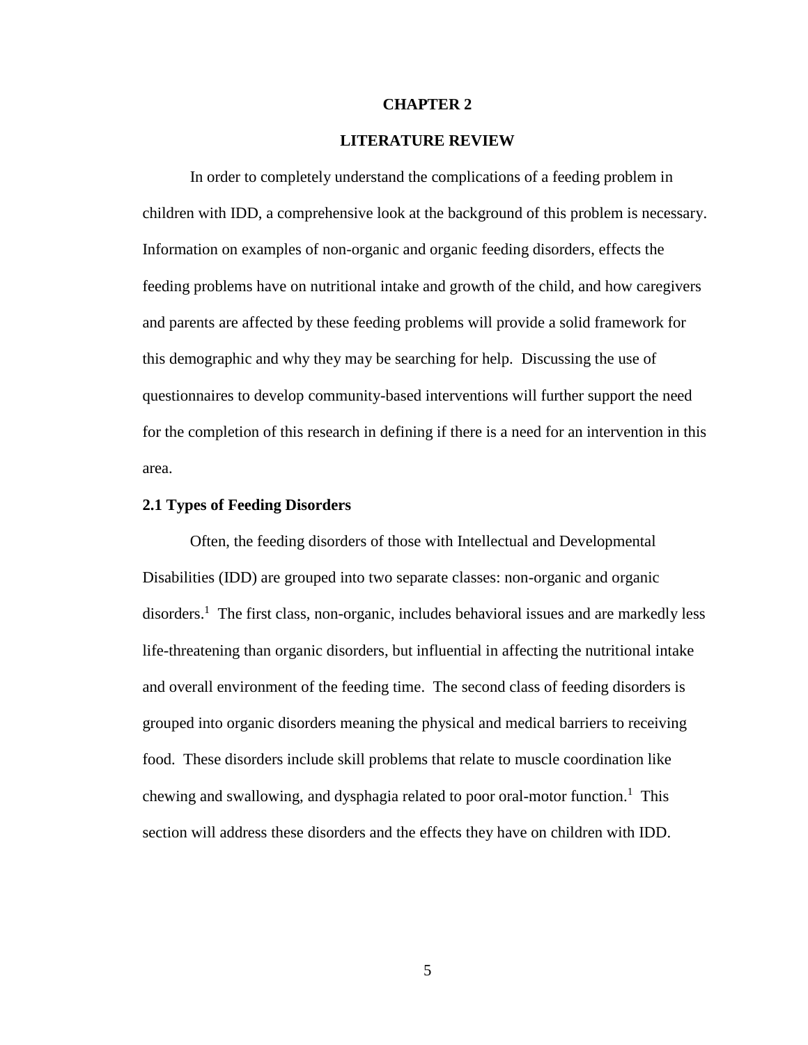# CHAPTER 2

# LITERATURE REVIEW

In order to completely understand the complications of a feeding problem in children with IDD, a comprehensive look at the background of this problem is necessary. Information on examples of non-organic and organic feeding disorders, effects the feeding problems have on nutritional intake and growth of the child, and how caregivers and parents are affected by these feeding problems will provide a solid framework for this demographic and why they may be searching for help. Discussing the use of questionnaires to develop community-based interventions will further support the need for the completion of this research in defining if there is a need for an intervention in this area.

## 2.1 Types of Feeding Disorders

Often, the feeding disorders of those with Intellectual and Developmental Disabilities (IDD) are grouped into two separate classes: non-organic and organic disorders.[1] The first class, non-organic, includes behavioral issues and are markedly less life-threatening than organic disorders, but influential in affecting the nutritional intake and overall environment of the feeding time. The second class of feeding disorders is grouped into organic disorders meaning the physical and medical barriers to receiving food. These disorders include skill problems that relate to muscle coordination like chewing and swallowing, and dysphagia related to poor oral-motor function.[1] This section will address these disorders and the effects they have on children with IDD.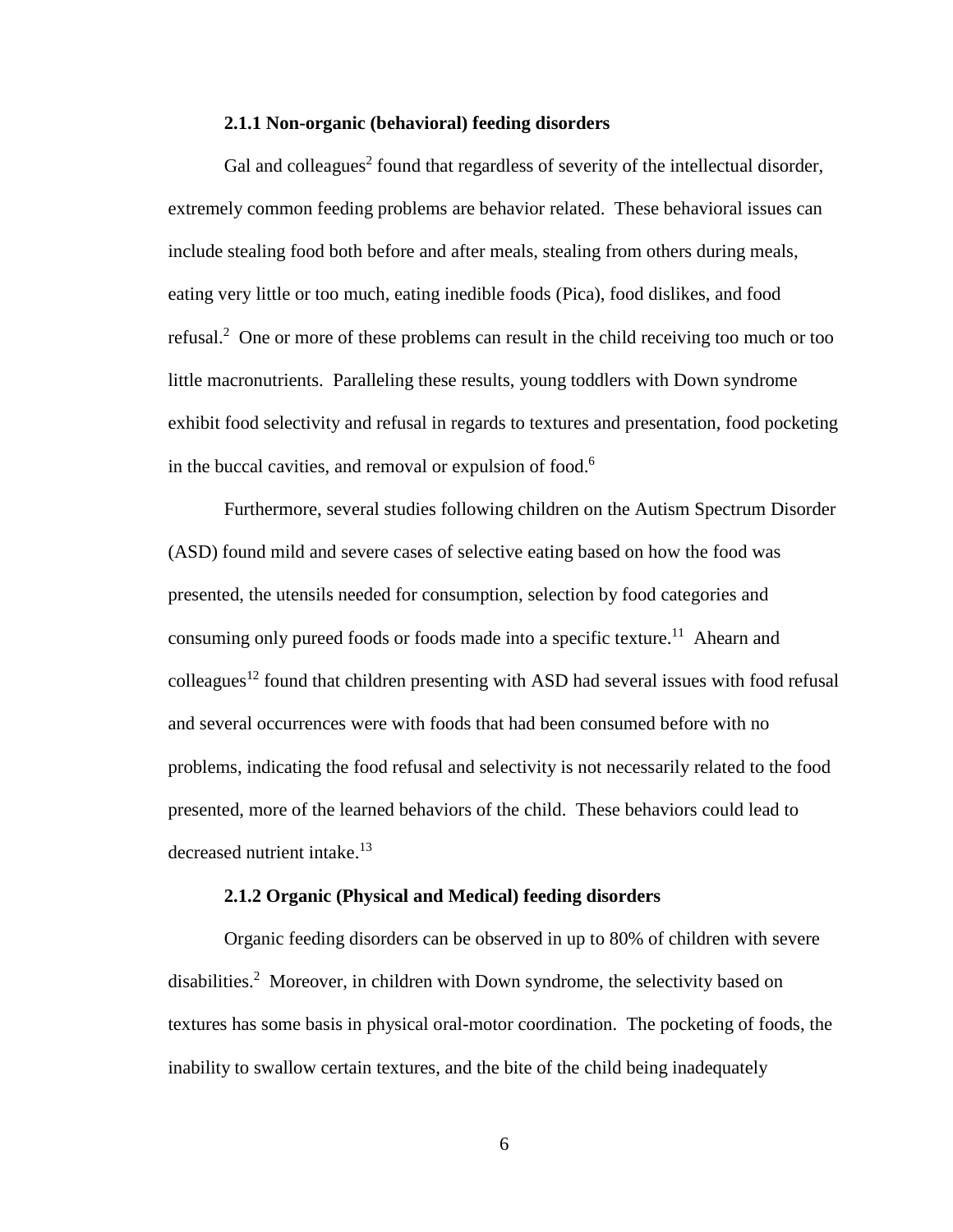### 2.1.1 Non-organic (behavioral) feeding disorders

Gal and colleagues[2] found that regardless of severity of the intellectual disorder, extremely common feeding problems are behavior related. These behavioral issues can include stealing food both before and after meals, stealing from others during meals, eating very little or too much, eating inedible foods (Pica), food dislikes, and food refusal.[2] One or more of these problems can result in the child receiving too much or too little macronutrients. Paralleling these results, young toddlers with Down syndrome exhibit food selectivity and refusal in regards to textures and presentation, food pocketing in the buccal cavities, and removal or expulsion of food.[6]

Furthermore, several studies following children on the Autism Spectrum Disorder (ASD) found mild and severe cases of selective eating based on how the food was presented, the utensils needed for consumption, selection by food categories and consuming only pureed foods or foods made into a specific texture.[11] Ahearn and colleagues[12] found that children presenting with ASD had several issues with food refusal and several occurrences were with foods that had been consumed before with no problems, indicating the food refusal and selectivity is not necessarily related to the food presented, more of the learned behaviors of the child. These behaviors could lead to decreased nutrient intake.[13]

### 2.1.2 Organic (Physical and Medical) feeding disorders

Organic feeding disorders can be observed in up to 80% of children with severe disabilities.[2] Moreover, in children with Down syndrome, the selectivity based on textures has some basis in physical oral-motor coordination. The pocketing of foods, the inability to swallow certain textures, and the bite of the child being inadequately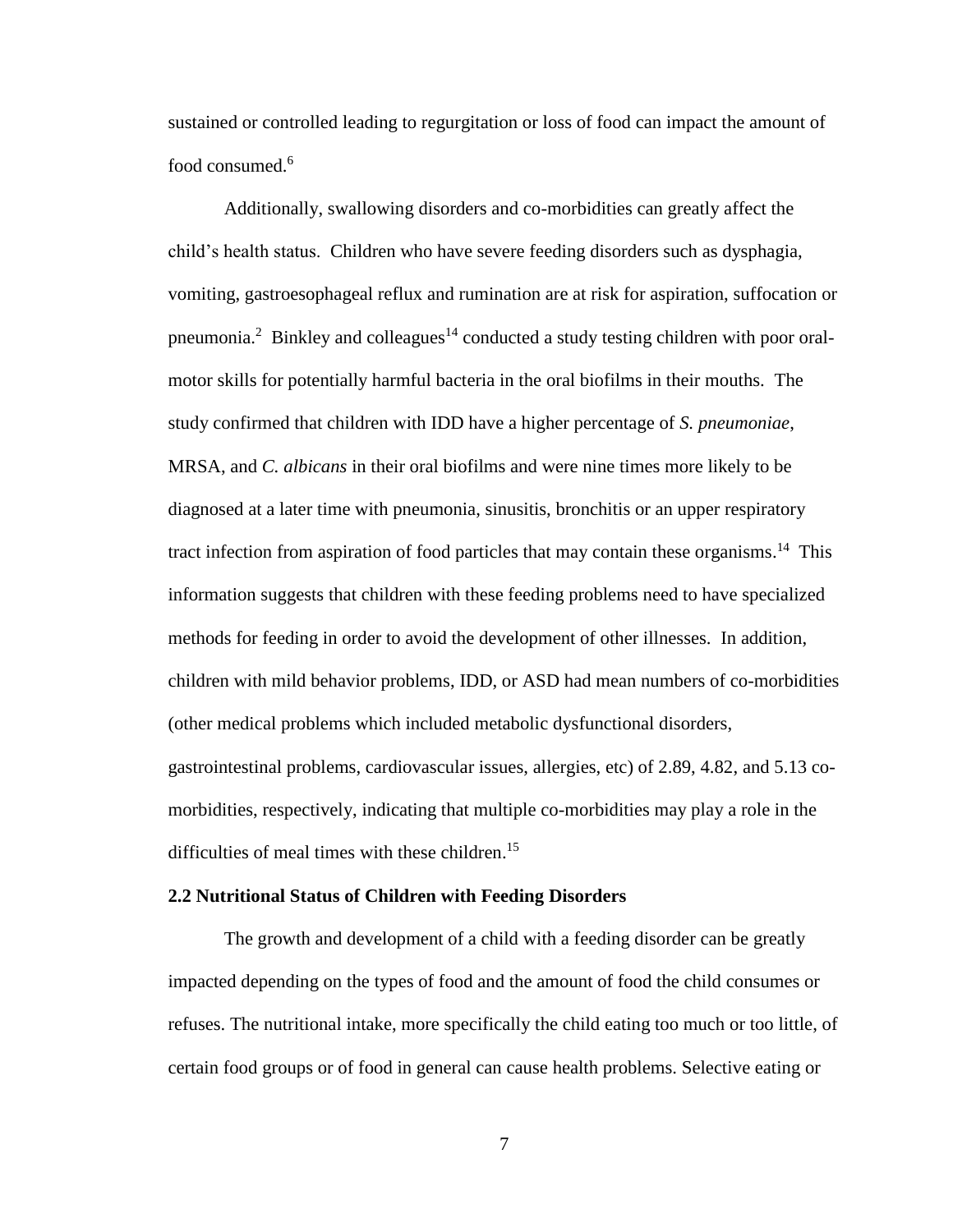sustained or controlled leading to regurgitation or loss of food can impact the amount of food consumed.[6]

Additionally, swallowing disorders and co-morbidities can greatly affect the child's health status. Children who have severe feeding disorders such as dysphagia, vomiting, gastroesophageal reflux and rumination are at risk for aspiration, suffocation or pneumonia.[2] Binkley and colleagues[14] conducted a study testing children with poor oral-motor skills for potentially harmful bacteria in the oral biofilms in their mouths. The study confirmed that children with IDD have a higher percentage of *S. pneumoniae*, MRSA, and *C. albicans* in their oral biofilms and were nine times more likely to be diagnosed at a later time with pneumonia, sinusitis, bronchitis or an upper respiratory tract infection from aspiration of food particles that may contain these organisms.[14] This information suggests that children with these feeding problems need to have specialized methods for feeding in order to avoid the development of other illnesses. In addition, children with mild behavior problems, IDD, or ASD had mean numbers of co-morbidities (other medical problems which included metabolic dysfunctional disorders, gastrointestinal problems, cardiovascular issues, allergies, etc) of 2.89, 4.82, and 5.13 co-morbidities, respectively, indicating that multiple co-morbidities may play a role in the difficulties of meal times with these children.[15]

### 2.2 Nutritional Status of Children with Feeding Disorders

The growth and development of a child with a feeding disorder can be greatly impacted depending on the types of food and the amount of food the child consumes or refuses. The nutritional intake, more specifically the child eating too much or too little, of certain food groups or of food in general can cause health problems. Selective eating or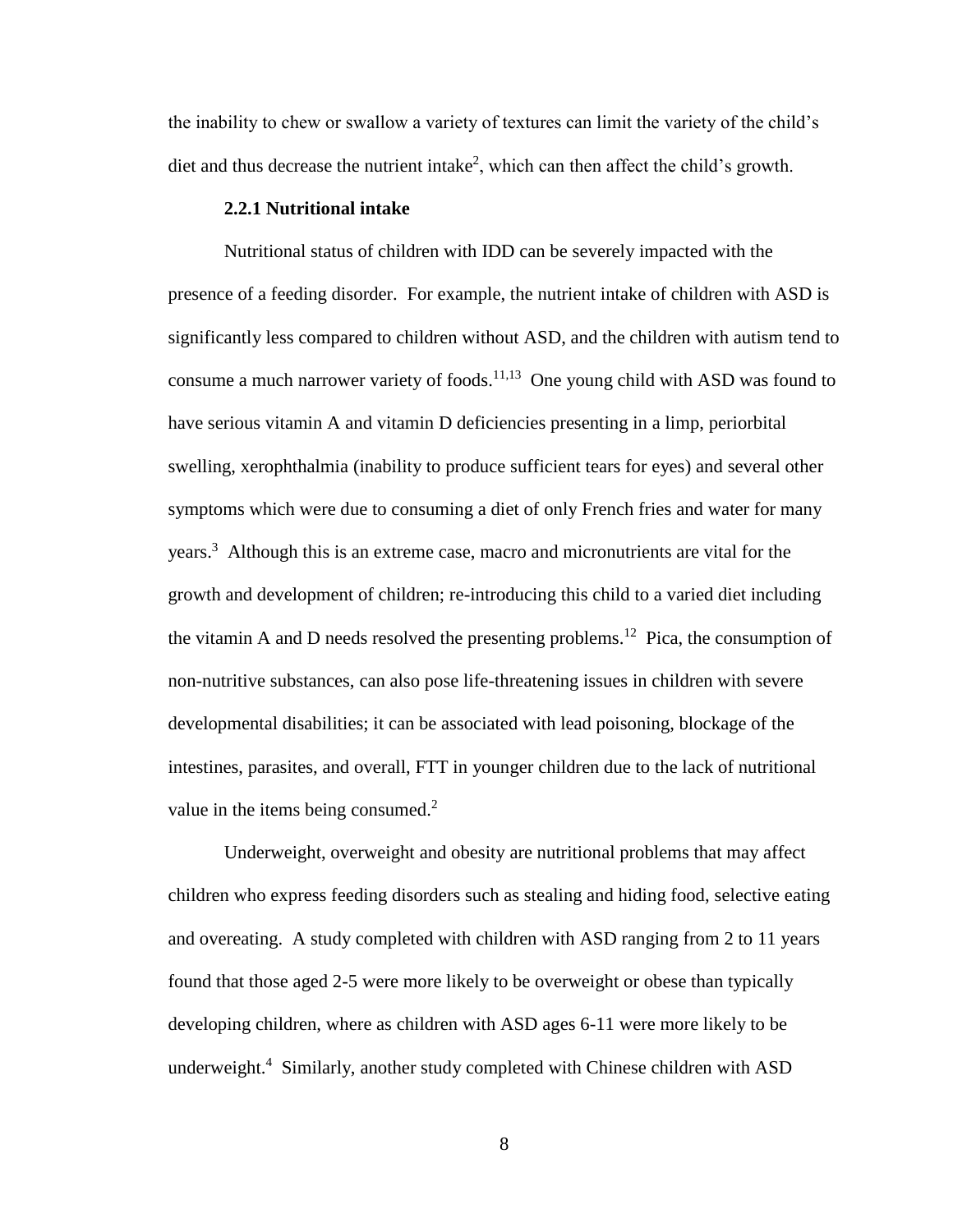the inability to chew or swallow a variety of textures can limit the variety of the child's diet and thus decrease the nutrient intake[2], which can then affect the child's growth.

### 2.2.1 Nutritional intake

Nutritional status of children with IDD can be severely impacted with the presence of a feeding disorder. For example, the nutrient intake of children with ASD is significantly less compared to children without ASD, and the children with autism tend to consume a much narrower variety of foods.[11,13] One young child with ASD was found to have serious vitamin A and vitamin D deficiencies presenting in a limp, periorbital swelling, xerophthalmia (inability to produce sufficient tears for eyes) and several other symptoms which were due to consuming a diet of only French fries and water for many years.[3] Although this is an extreme case, macro and micronutrients are vital for the growth and development of children; re-introducing this child to a varied diet including the vitamin A and D needs resolved the presenting problems.[12] Pica, the consumption of non-nutritive substances, can also pose life-threatening issues in children with severe developmental disabilities; it can be associated with lead poisoning, blockage of the intestines, parasites, and overall, FTT in younger children due to the lack of nutritional value in the items being consumed.[2]

Underweight, overweight and obesity are nutritional problems that may affect children who express feeding disorders such as stealing and hiding food, selective eating and overeating. A study completed with children with ASD ranging from 2 to 11 years found that those aged 2-5 were more likely to be overweight or obese than typically developing children, where as children with ASD ages 6-11 were more likely to be underweight.[4] Similarly, another study completed with Chinese children with ASD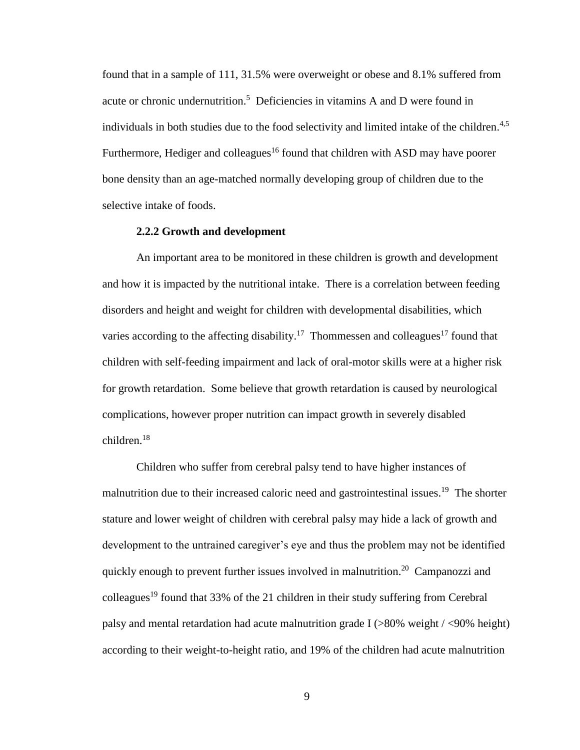found that in a sample of 111, 31.5% were overweight or obese and 8.1% suffered from acute or chronic undernutrition.[5] Deficiencies in vitamins A and D were found in individuals in both studies due to the food selectivity and limited intake of the children.[4,5] Furthermore, Hediger and colleagues[16] found that children with ASD may have poorer bone density than an age-matched normally developing group of children due to the selective intake of foods.

### 2.2.2 Growth and development

An important area to be monitored in these children is growth and development and how it is impacted by the nutritional intake. There is a correlation between feeding disorders and height and weight for children with developmental disabilities, which varies according to the affecting disability.[17] Thommessen and colleagues[17] found that children with self-feeding impairment and lack of oral-motor skills were at a higher risk for growth retardation. Some believe that growth retardation is caused by neurological complications, however proper nutrition can impact growth in severely disabled children.[18]

Children who suffer from cerebral palsy tend to have higher instances of malnutrition due to their increased caloric need and gastrointestinal issues.[19] The shorter stature and lower weight of children with cerebral palsy may hide a lack of growth and development to the untrained caregiver's eye and thus the problem may not be identified quickly enough to prevent further issues involved in malnutrition.[20] Campanozzi and colleagues[19] found that 33% of the 21 children in their study suffering from Cerebral palsy and mental retardation had acute malnutrition grade I (>80% weight / <90% height) according to their weight-to-height ratio, and 19% of the children had acute malnutrition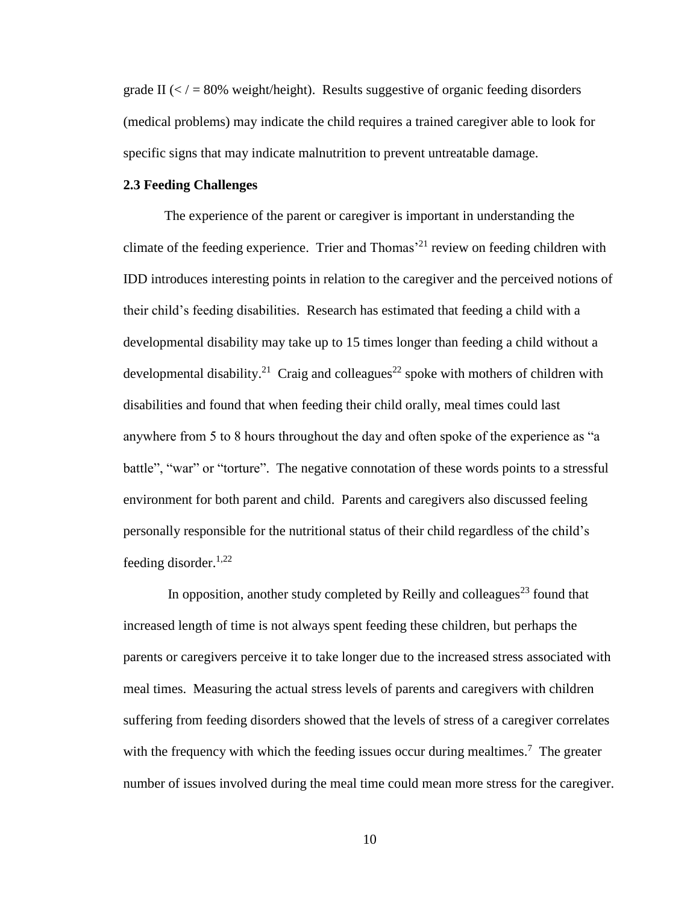grade II (< / = 80% weight/height). Results suggestive of organic feeding disorders (medical problems) may indicate the child requires a trained caregiver able to look for specific signs that may indicate malnutrition to prevent untreatable damage.

### 2.3 Feeding Challenges

The experience of the parent or caregiver is important in understanding the climate of the feeding experience. Trier and Thomas'[21] review on feeding children with IDD introduces interesting points in relation to the caregiver and the perceived notions of their child's feeding disabilities. Research has estimated that feeding a child with a developmental disability may take up to 15 times longer than feeding a child without a developmental disability.[21] Craig and colleagues[22] spoke with mothers of children with disabilities and found that when feeding their child orally, meal times could last anywhere from 5 to 8 hours throughout the day and often spoke of the experience as "a battle", "war" or "torture". The negative connotation of these words points to a stressful environment for both parent and child. Parents and caregivers also discussed feeling personally responsible for the nutritional status of their child regardless of the child's feeding disorder.[1,22]

In opposition, another study completed by Reilly and colleagues[23] found that increased length of time is not always spent feeding these children, but perhaps the parents or caregivers perceive it to take longer due to the increased stress associated with meal times. Measuring the actual stress levels of parents and caregivers with children suffering from feeding disorders showed that the levels of stress of a caregiver correlates with the frequency with which the feeding issues occur during mealtimes.[7] The greater number of issues involved during the meal time could mean more stress for the caregiver.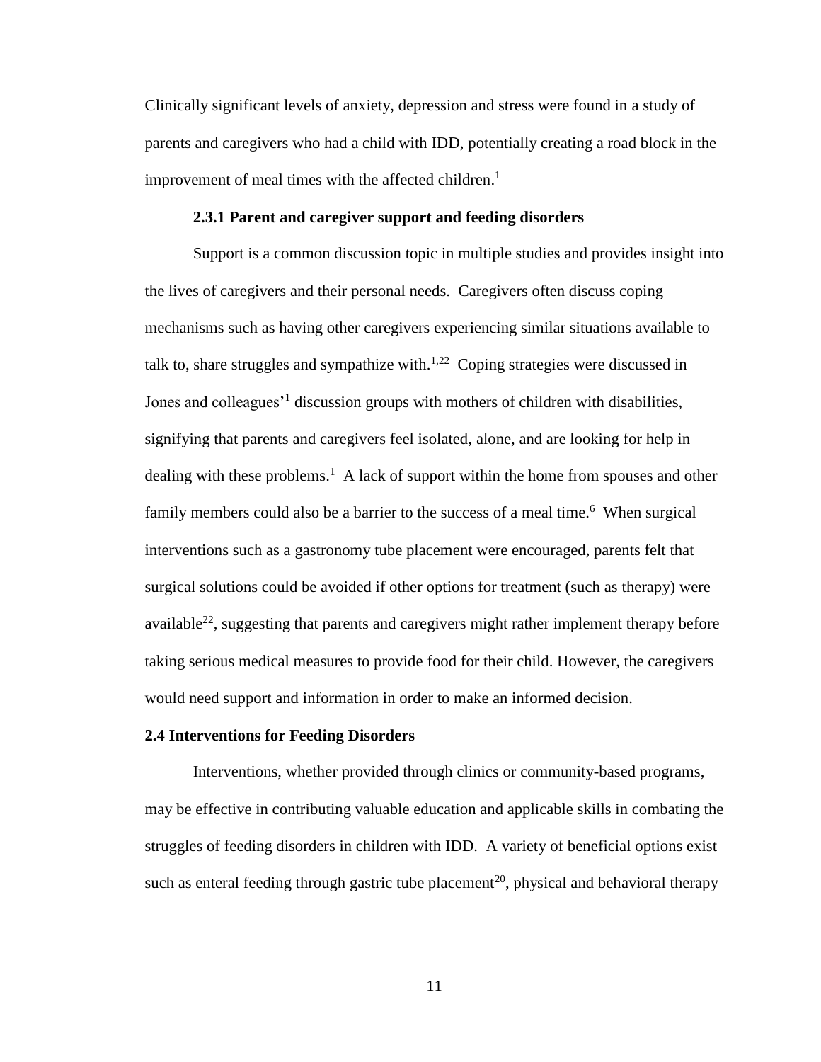Clinically significant levels of anxiety, depression and stress were found in a study of parents and caregivers who had a child with IDD, potentially creating a road block in the improvement of meal times with the affected children.[1]

### 2.3.1 Parent and caregiver support and feeding disorders

Support is a common discussion topic in multiple studies and provides insight into the lives of caregivers and their personal needs. Caregivers often discuss coping mechanisms such as having other caregivers experiencing similar situations available to talk to, share struggles and sympathize with.[1,22] Coping strategies were discussed in Jones and colleagues'[1] discussion groups with mothers of children with disabilities, signifying that parents and caregivers feel isolated, alone, and are looking for help in dealing with these problems.[1] A lack of support within the home from spouses and other family members could also be a barrier to the success of a meal time.[6] When surgical interventions such as a gastronomy tube placement were encouraged, parents felt that surgical solutions could be avoided if other options for treatment (such as therapy) were available[22], suggesting that parents and caregivers might rather implement therapy before taking serious medical measures to provide food for their child. However, the caregivers would need support and information in order to make an informed decision.

## 2.4 Interventions for Feeding Disorders

Interventions, whether provided through clinics or community-based programs, may be effective in contributing valuable education and applicable skills in combating the struggles of feeding disorders in children with IDD. A variety of beneficial options exist such as enteral feeding through gastric tube placement[20], physical and behavioral therapy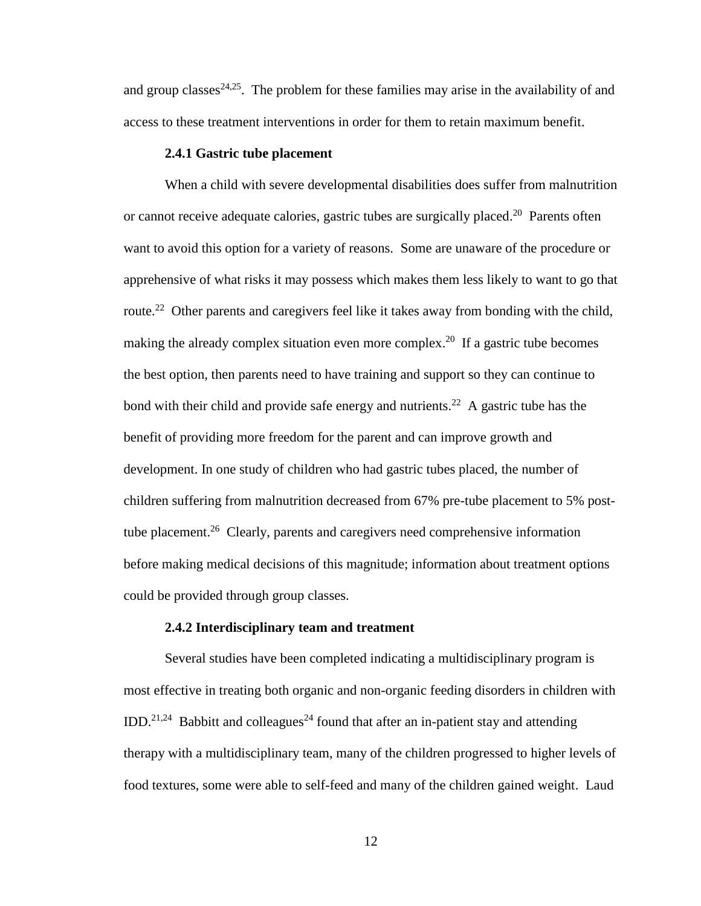and group classes[24,25]. The problem for these families may arise in the availability of and access to these treatment interventions in order for them to retain maximum benefit.

### 2.4.1 Gastric tube placement

When a child with severe developmental disabilities does suffer from malnutrition or cannot receive adequate calories, gastric tubes are surgically placed.[20] Parents often want to avoid this option for a variety of reasons. Some are unaware of the procedure or apprehensive of what risks it may possess which makes them less likely to want to go that route.[22] Other parents and caregivers feel like it takes away from bonding with the child, making the already complex situation even more complex.[20] If a gastric tube becomes the best option, then parents need to have training and support so they can continue to bond with their child and provide safe energy and nutrients.[22] A gastric tube has the benefit of providing more freedom for the parent and can improve growth and development. In one study of children who had gastric tubes placed, the number of children suffering from malnutrition decreased from 67% pre-tube placement to 5% post-tube placement.[26] Clearly, parents and caregivers need comprehensive information before making medical decisions of this magnitude; information about treatment options could be provided through group classes.

### 2.4.2 Interdisciplinary team and treatment

Several studies have been completed indicating a multidisciplinary program is most effective in treating both organic and non-organic feeding disorders in children with IDD.[21,24] Babbitt and colleagues[24] found that after an in-patient stay and attending therapy with a multidisciplinary team, many of the children progressed to higher levels of food textures, some were able to self-feed and many of the children gained weight. Laud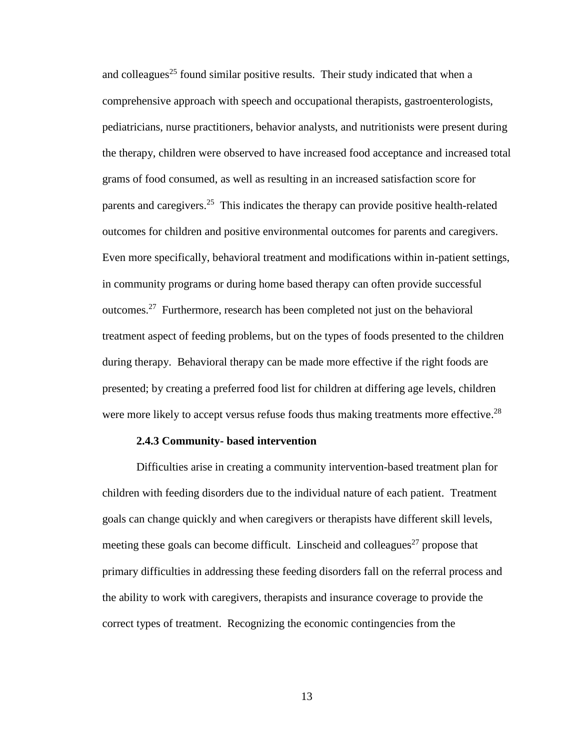and colleagues[25] found similar positive results. Their study indicated that when a comprehensive approach with speech and occupational therapists, gastroenterologists, pediatricians, nurse practitioners, behavior analysts, and nutritionists were present during the therapy, children were observed to have increased food acceptance and increased total grams of food consumed, as well as resulting in an increased satisfaction score for parents and caregivers.[25] This indicates the therapy can provide positive health-related outcomes for children and positive environmental outcomes for parents and caregivers. Even more specifically, behavioral treatment and modifications within in-patient settings, in community programs or during home based therapy can often provide successful outcomes.[27] Furthermore, research has been completed not just on the behavioral treatment aspect of feeding problems, but on the types of foods presented to the children during therapy. Behavioral therapy can be made more effective if the right foods are presented; by creating a preferred food list for children at differing age levels, children were more likely to accept versus refuse foods thus making treatments more effective.[28]

#### 2.4.3 Community- based intervention

Difficulties arise in creating a community intervention-based treatment plan for children with feeding disorders due to the individual nature of each patient. Treatment goals can change quickly and when caregivers or therapists have different skill levels, meeting these goals can become difficult. Linscheid and colleagues[27] propose that primary difficulties in addressing these feeding disorders fall on the referral process and the ability to work with caregivers, therapists and insurance coverage to provide the correct types of treatment. Recognizing the economic contingencies from the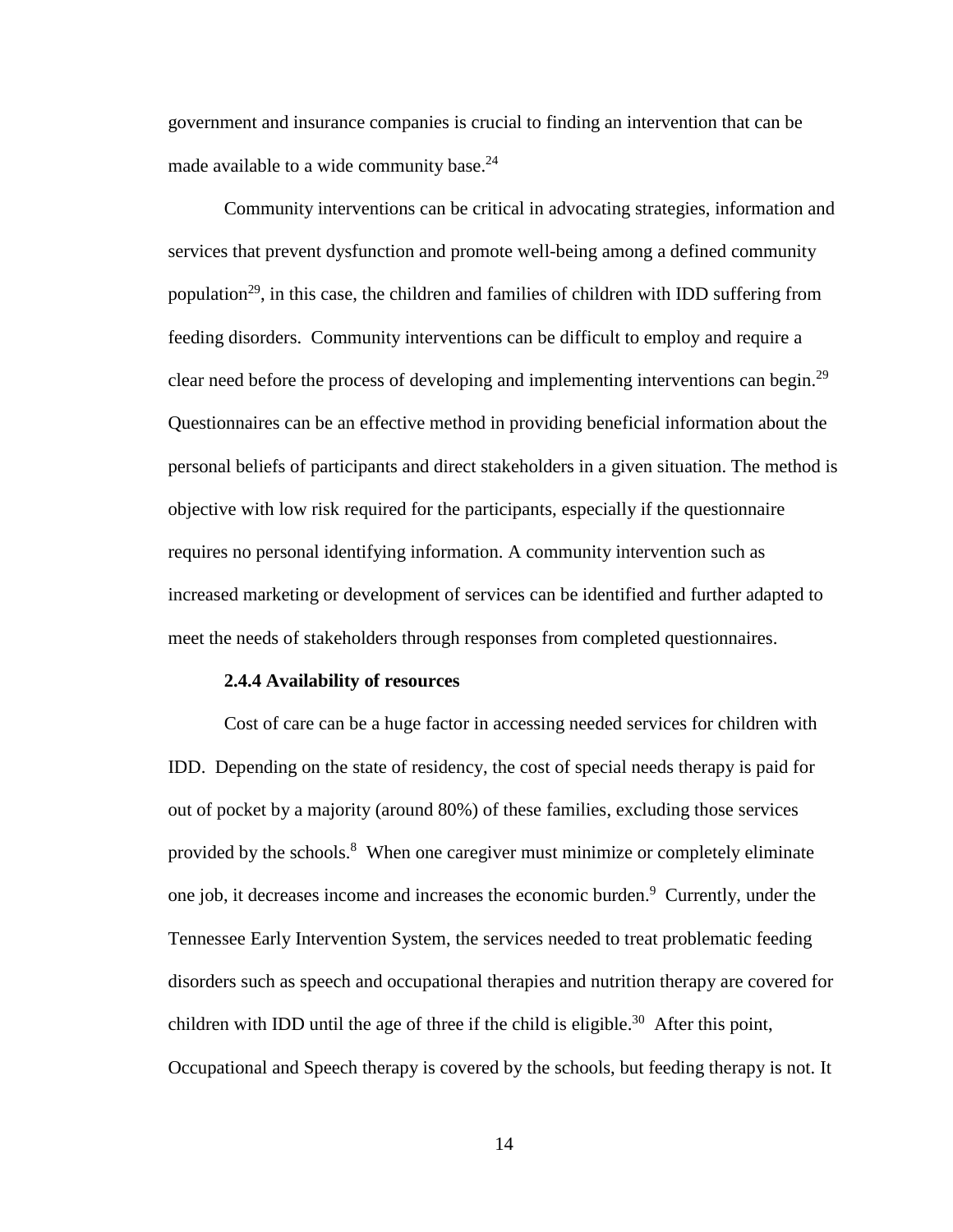government and insurance companies is crucial to finding an intervention that can be made available to a wide community base.[24]

Community interventions can be critical in advocating strategies, information and services that prevent dysfunction and promote well-being among a defined community population[29], in this case, the children and families of children with IDD suffering from feeding disorders. Community interventions can be difficult to employ and require a clear need before the process of developing and implementing interventions can begin.[29] Questionnaires can be an effective method in providing beneficial information about the personal beliefs of participants and direct stakeholders in a given situation. The method is objective with low risk required for the participants, especially if the questionnaire requires no personal identifying information. A community intervention such as increased marketing or development of services can be identified and further adapted to meet the needs of stakeholders through responses from completed questionnaires.

#### 2.4.4 Availability of resources

Cost of care can be a huge factor in accessing needed services for children with IDD. Depending on the state of residency, the cost of special needs therapy is paid for out of pocket by a majority (around 80%) of these families, excluding those services provided by the schools.[8] When one caregiver must minimize or completely eliminate one job, it decreases income and increases the economic burden.[9] Currently, under the Tennessee Early Intervention System, the services needed to treat problematic feeding disorders such as speech and occupational therapies and nutrition therapy are covered for children with IDD until the age of three if the child is eligible.[30] After this point, Occupational and Speech therapy is covered by the schools, but feeding therapy is not. It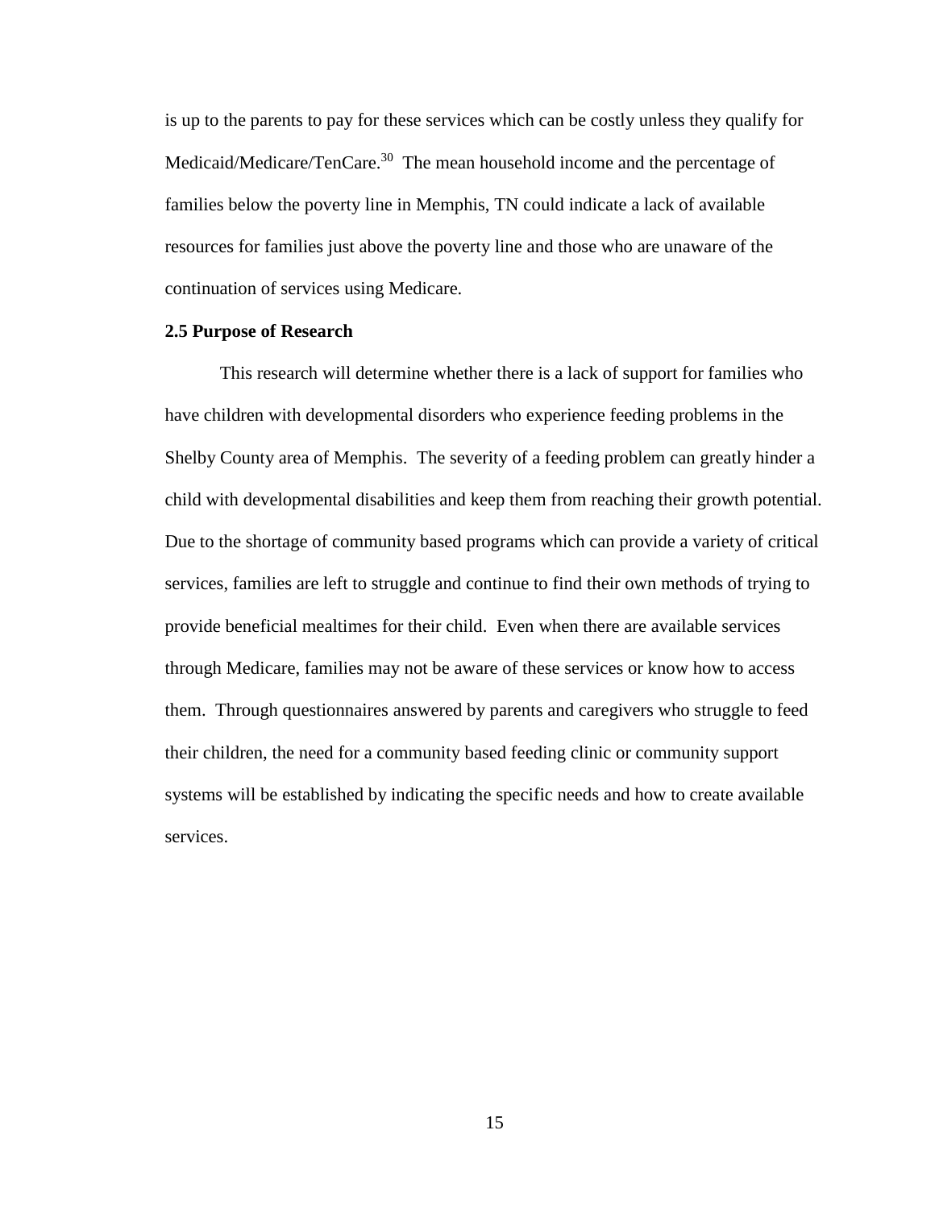is up to the parents to pay for these services which can be costly unless they qualify for Medicaid/Medicare/TenCare.[30] The mean household income and the percentage of families below the poverty line in Memphis, TN could indicate a lack of available resources for families just above the poverty line and those who are unaware of the continuation of services using Medicare.

### 2.5 Purpose of Research

This research will determine whether there is a lack of support for families who have children with developmental disorders who experience feeding problems in the Shelby County area of Memphis. The severity of a feeding problem can greatly hinder a child with developmental disabilities and keep them from reaching their growth potential. Due to the shortage of community based programs which can provide a variety of critical services, families are left to struggle and continue to find their own methods of trying to provide beneficial mealtimes for their child. Even when there are available services through Medicare, families may not be aware of these services or know how to access them. Through questionnaires answered by parents and caregivers who struggle to feed their children, the need for a community based feeding clinic or community support systems will be established by indicating the specific needs and how to create available services.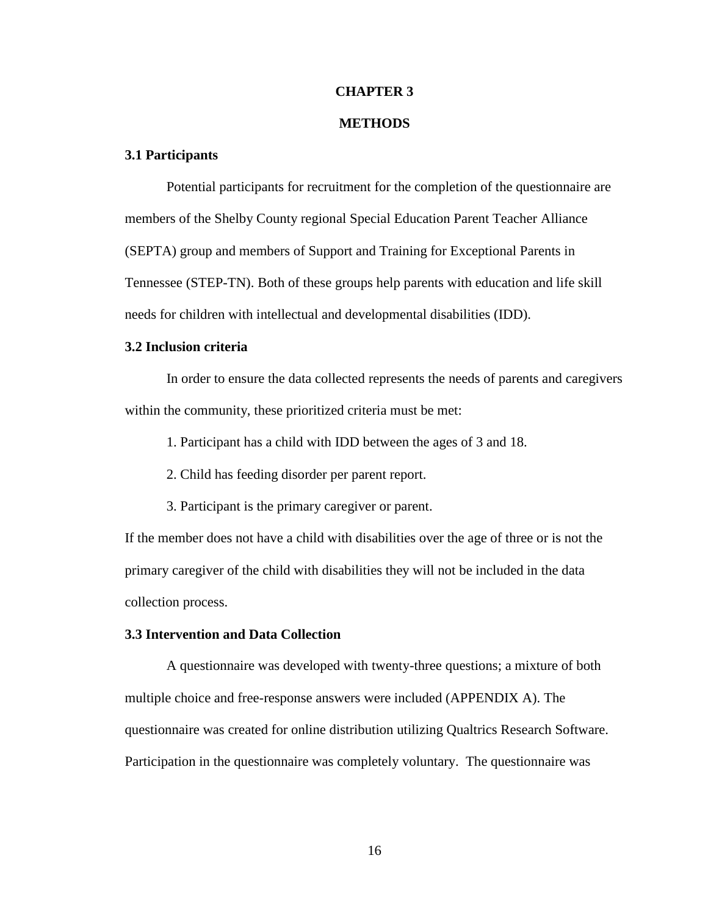# CHAPTER 3

# METHODS

### 3.1 Participants

Potential participants for recruitment for the completion of the questionnaire are members of the Shelby County regional Special Education Parent Teacher Alliance (SEPTA) group and members of Support and Training for Exceptional Parents in Tennessee (STEP-TN). Both of these groups help parents with education and life skill needs for children with intellectual and developmental disabilities (IDD).

### 3.2 Inclusion criteria

In order to ensure the data collected represents the needs of parents and caregivers within the community, these prioritized criteria must be met:

1. Participant has a child with IDD between the ages of 3 and 18.
2. Child has feeding disorder per parent report.
3. Participant is the primary caregiver or parent.

If the member does not have a child with disabilities over the age of three or is not the primary caregiver of the child with disabilities they will not be included in the data collection process.

### 3.3 Intervention and Data Collection

A questionnaire was developed with twenty-three questions; a mixture of both multiple choice and free-response answers were included (APPENDIX A). The questionnaire was created for online distribution utilizing Qualtrics Research Software. Participation in the questionnaire was completely voluntary. The questionnaire was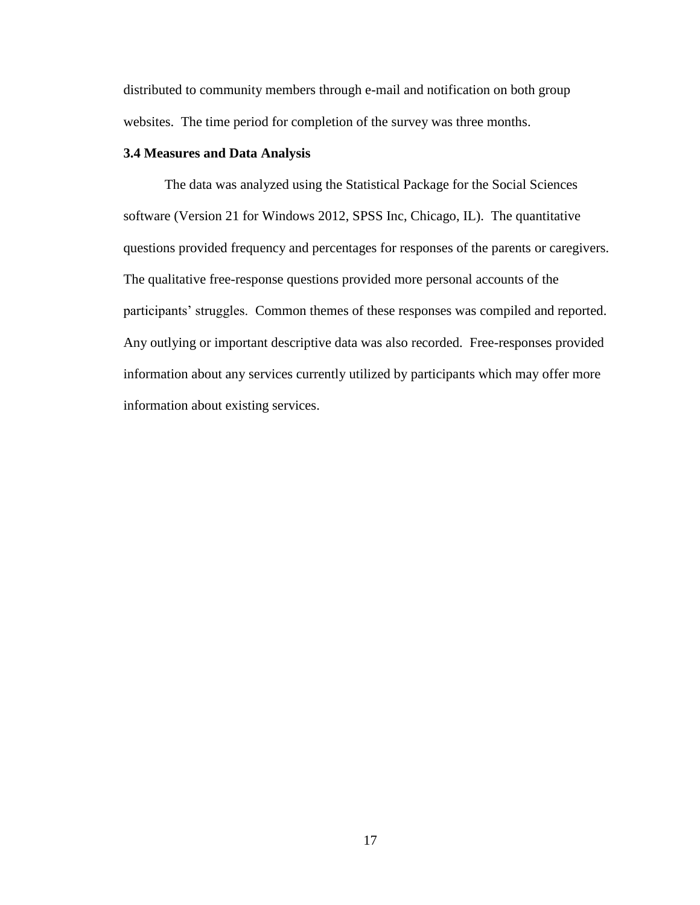distributed to community members through e-mail and notification on both group websites. The time period for completion of the survey was three months.

### 3.4 Measures and Data Analysis

The data was analyzed using the Statistical Package for the Social Sciences software (Version 21 for Windows 2012, SPSS Inc, Chicago, IL). The quantitative questions provided frequency and percentages for responses of the parents or caregivers. The qualitative free-response questions provided more personal accounts of the participants' struggles. Common themes of these responses was compiled and reported. Any outlying or important descriptive data was also recorded. Free-responses provided information about any services currently utilized by participants which may offer more information about existing services.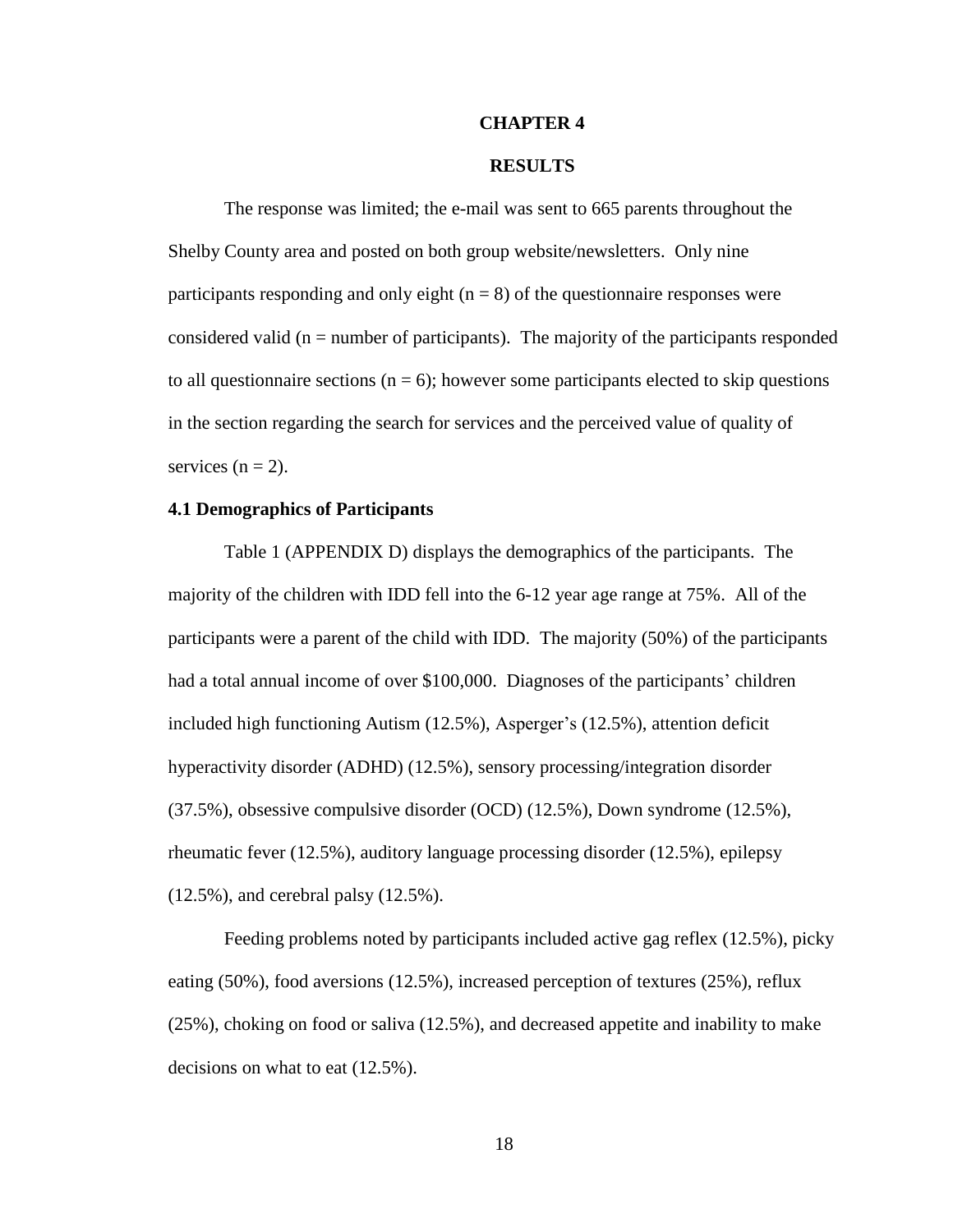# CHAPTER 4

# RESULTS

The response was limited; the e-mail was sent to 665 parents throughout the Shelby County area and posted on both group website/newsletters. Only nine participants responding and only eight ($n = 8$) of the questionnaire responses were considered valid ($n$ = number of participants). The majority of the participants responded to all questionnaire sections ($n = 6$); however some participants elected to skip questions in the section regarding the search for services and the perceived value of quality of services ($n = 2$).

## 4.1 Demographics of Participants

Table 1 (APPENDIX D) displays the demographics of the participants. The majority of the children with IDD fell into the 6-12 year age range at 75%. All of the participants were a parent of the child with IDD. The majority (50%) of the participants had a total annual income of over $100,000. Diagnoses of the participants' children included high functioning Autism (12.5%), Asperger's (12.5%), attention deficit hyperactivity disorder (ADHD) (12.5%), sensory processing/integration disorder (37.5%), obsessive compulsive disorder (OCD) (12.5%), Down syndrome (12.5%), rheumatic fever (12.5%), auditory language processing disorder (12.5%), epilepsy (12.5%), and cerebral palsy (12.5%).

Feeding problems noted by participants included active gag reflex (12.5%), picky eating (50%), food aversions (12.5%), increased perception of textures (25%), reflux (25%), choking on food or saliva (12.5%), and decreased appetite and inability to make decisions on what to eat (12.5%).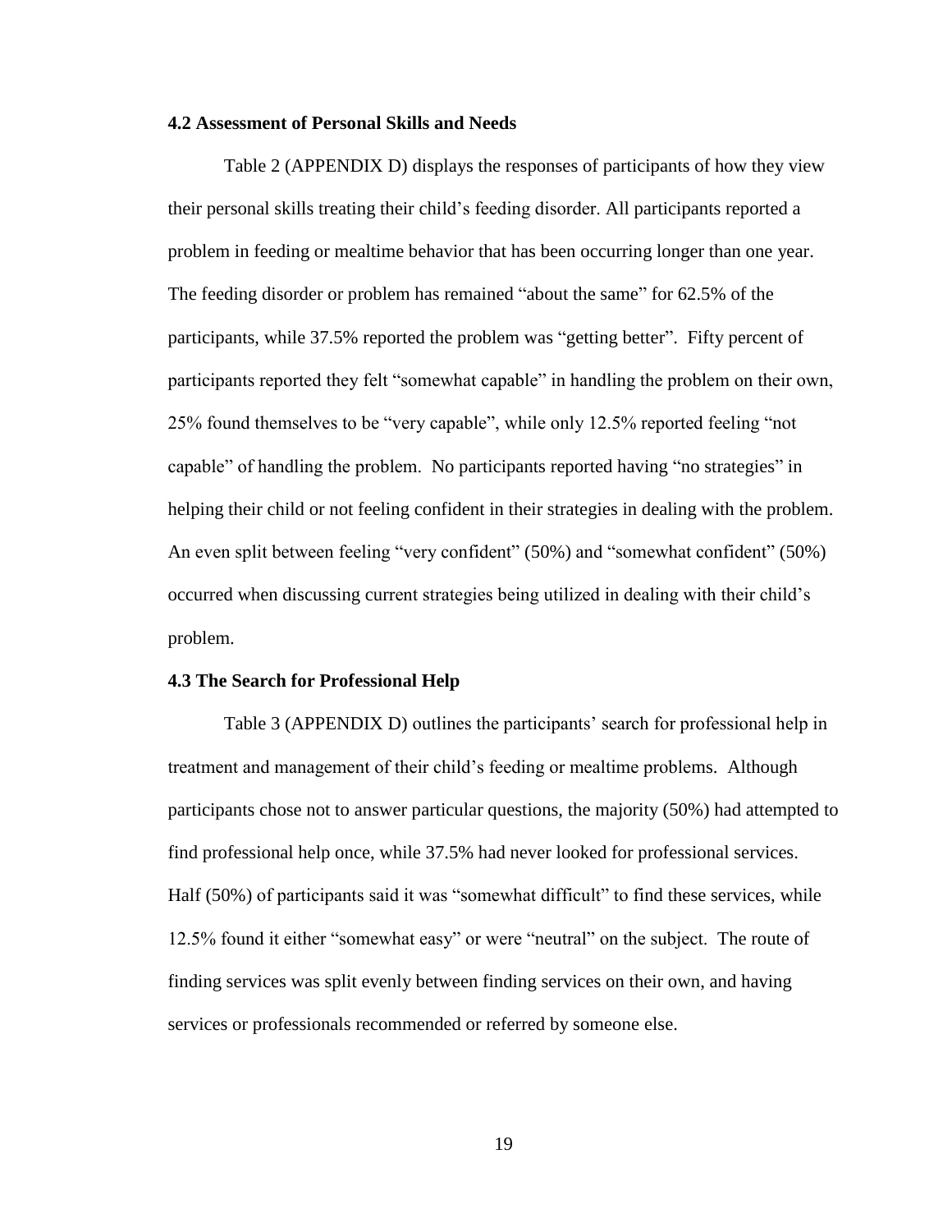### 4.2 Assessment of Personal Skills and Needs

Table 2 (APPENDIX D) displays the responses of participants of how they view their personal skills treating their child's feeding disorder. All participants reported a problem in feeding or mealtime behavior that has been occurring longer than one year. The feeding disorder or problem has remained "about the same" for 62.5% of the participants, while 37.5% reported the problem was "getting better". Fifty percent of participants reported they felt "somewhat capable" in handling the problem on their own, 25% found themselves to be "very capable", while only 12.5% reported feeling "not capable" of handling the problem. No participants reported having "no strategies" in helping their child or not feeling confident in their strategies in dealing with the problem. An even split between feeling "very confident" (50%) and "somewhat confident" (50%) occurred when discussing current strategies being utilized in dealing with their child's problem.

### 4.3 The Search for Professional Help

Table 3 (APPENDIX D) outlines the participants' search for professional help in treatment and management of their child's feeding or mealtime problems. Although participants chose not to answer particular questions, the majority (50%) had attempted to find professional help once, while 37.5% had never looked for professional services. Half (50%) of participants said it was "somewhat difficult" to find these services, while 12.5% found it either "somewhat easy" or were "neutral" on the subject. The route of finding services was split evenly between finding services on their own, and having services or professionals recommended or referred by someone else.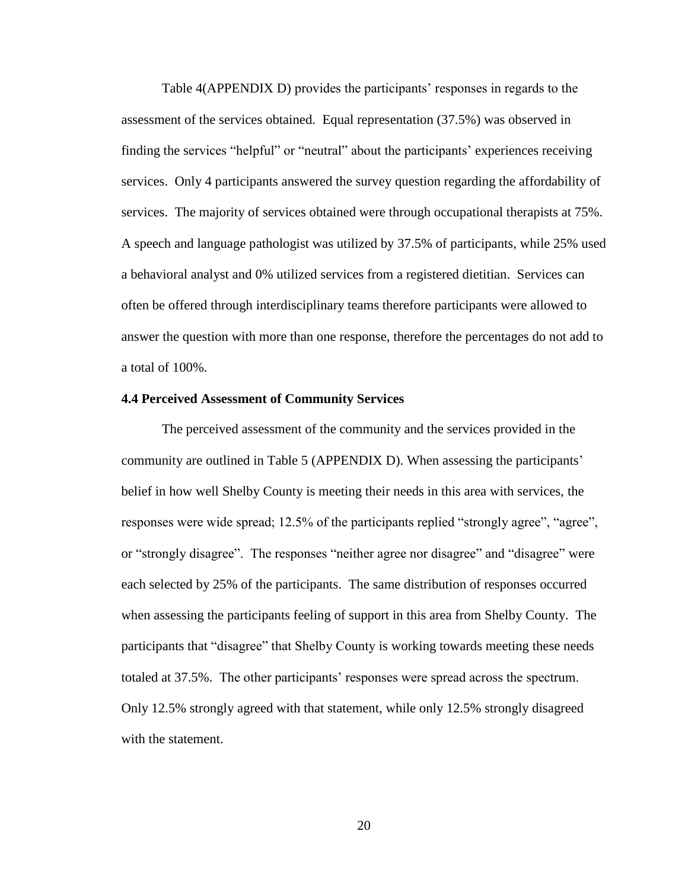Table 4(APPENDIX D) provides the participants' responses in regards to the assessment of the services obtained. Equal representation (37.5%) was observed in finding the services "helpful" or "neutral" about the participants' experiences receiving services. Only 4 participants answered the survey question regarding the affordability of services. The majority of services obtained were through occupational therapists at 75%. A speech and language pathologist was utilized by 37.5% of participants, while 25% used a behavioral analyst and 0% utilized services from a registered dietitian. Services can often be offered through interdisciplinary teams therefore participants were allowed to answer the question with more than one response, therefore the percentages do not add to a total of 100%.

### 4.4 Perceived Assessment of Community Services

The perceived assessment of the community and the services provided in the community are outlined in Table 5 (APPENDIX D). When assessing the participants' belief in how well Shelby County is meeting their needs in this area with services, the responses were wide spread; 12.5% of the participants replied "strongly agree", "agree", or "strongly disagree". The responses "neither agree nor disagree" and "disagree" were each selected by 25% of the participants. The same distribution of responses occurred when assessing the participants feeling of support in this area from Shelby County. The participants that "disagree" that Shelby County is working towards meeting these needs totaled at 37.5%. The other participants' responses were spread across the spectrum. Only 12.5% strongly agreed with that statement, while only 12.5% strongly disagreed with the statement.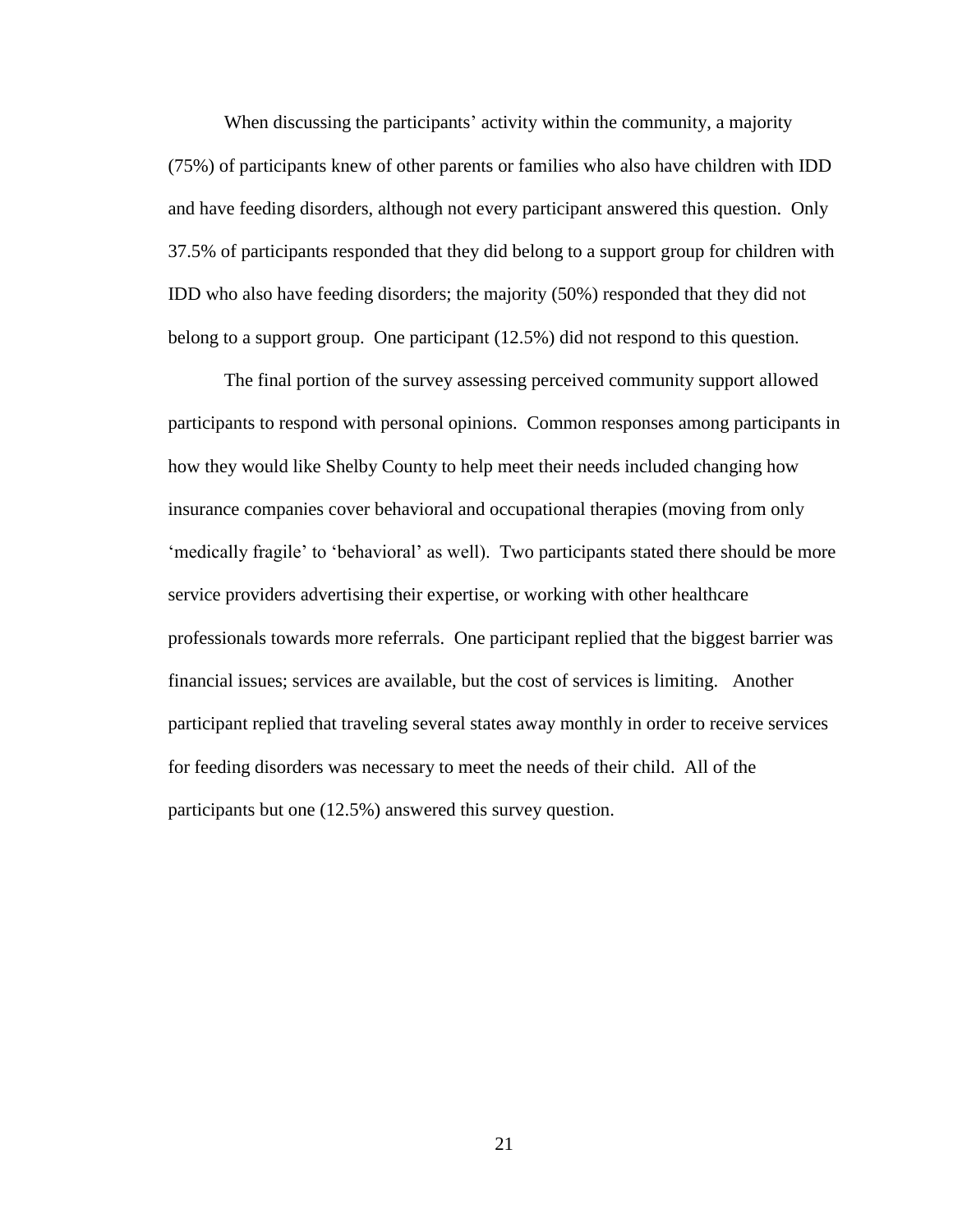When discussing the participants' activity within the community, a majority (75%) of participants knew of other parents or families who also have children with IDD and have feeding disorders, although not every participant answered this question. Only 37.5% of participants responded that they did belong to a support group for children with IDD who also have feeding disorders; the majority (50%) responded that they did not belong to a support group. One participant (12.5%) did not respond to this question.

The final portion of the survey assessing perceived community support allowed participants to respond with personal opinions. Common responses among participants in how they would like Shelby County to help meet their needs included changing how insurance companies cover behavioral and occupational therapies (moving from only 'medically fragile' to 'behavioral' as well). Two participants stated there should be more service providers advertising their expertise, or working with other healthcare professionals towards more referrals. One participant replied that the biggest barrier was financial issues; services are available, but the cost of services is limiting. Another participant replied that traveling several states away monthly in order to receive services for feeding disorders was necessary to meet the needs of their child. All of the participants but one (12.5%) answered this survey question.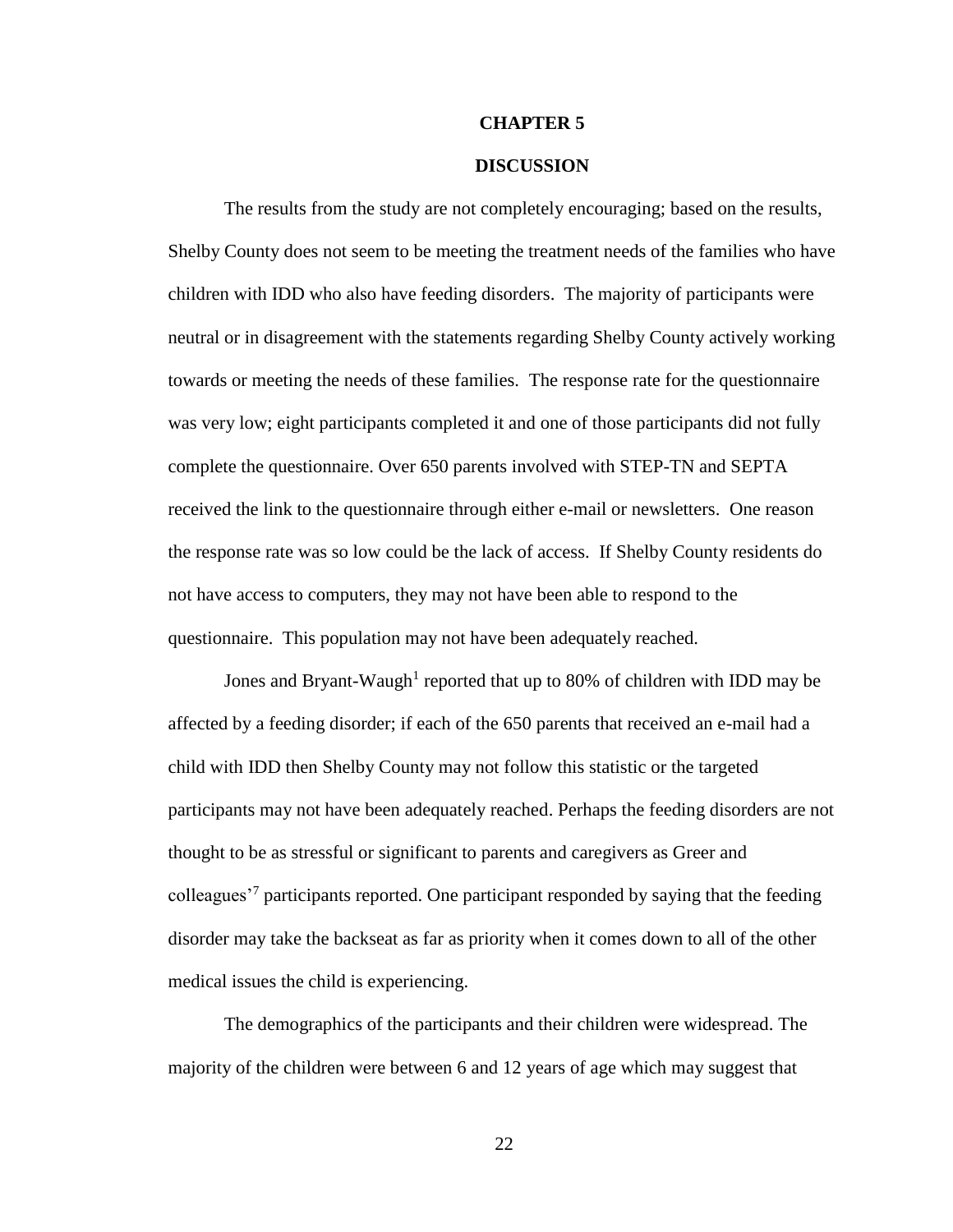# CHAPTER 5

## DISCUSSION

The results from the study are not completely encouraging; based on the results, Shelby County does not seem to be meeting the treatment needs of the families who have children with IDD who also have feeding disorders. The majority of participants were neutral or in disagreement with the statements regarding Shelby County actively working towards or meeting the needs of these families. The response rate for the questionnaire was very low; eight participants completed it and one of those participants did not fully complete the questionnaire. Over 650 parents involved with STEP-TN and SEPTA received the link to the questionnaire through either e-mail or newsletters. One reason the response rate was so low could be the lack of access. If Shelby County residents do not have access to computers, they may not have been able to respond to the questionnaire. This population may not have been adequately reached.

Jones and Bryant-Waugh[1] reported that up to 80% of children with IDD may be affected by a feeding disorder; if each of the 650 parents that received an e-mail had a child with IDD then Shelby County may not follow this statistic or the targeted participants may not have been adequately reached. Perhaps the feeding disorders are not thought to be as stressful or significant to parents and caregivers as Greer and colleagues'[7] participants reported. One participant responded by saying that the feeding disorder may take the backseat as far as priority when it comes down to all of the other medical issues the child is experiencing.

The demographics of the participants and their children were widespread. The majority of the children were between 6 and 12 years of age which may suggest that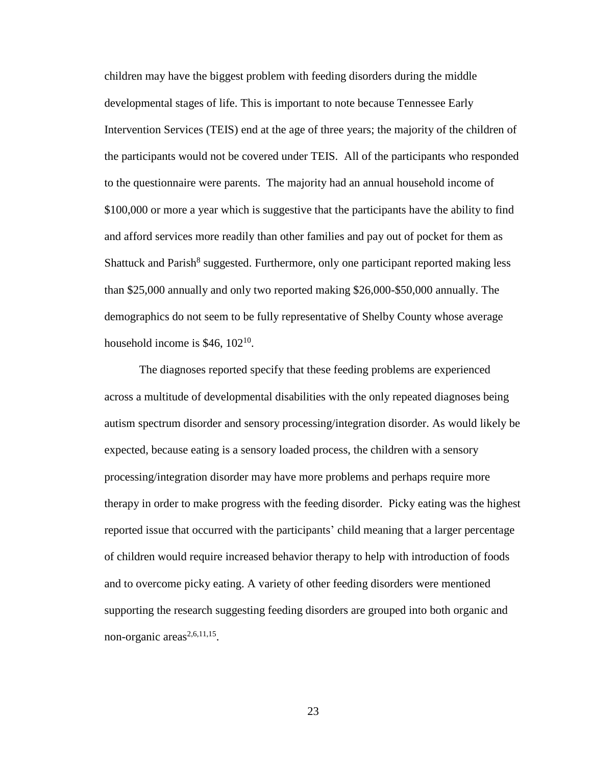children may have the biggest problem with feeding disorders during the middle developmental stages of life. This is important to note because Tennessee Early Intervention Services (TEIS) end at the age of three years; the majority of the children of the participants would not be covered under TEIS. All of the participants who responded to the questionnaire were parents. The majority had an annual household income of $100,000 or more a year which is suggestive that the participants have the ability to find and afford services more readily than other families and pay out of pocket for them as Shattuck and Parish[8] suggested. Furthermore, only one participant reported making less than $25,000 annually and only two reported making $26,000-$50,000 annually. The demographics do not seem to be fully representative of Shelby County whose average household income is $46, 102[10].

The diagnoses reported specify that these feeding problems are experienced across a multitude of developmental disabilities with the only repeated diagnoses being autism spectrum disorder and sensory processing/integration disorder. As would likely be expected, because eating is a sensory loaded process, the children with a sensory processing/integration disorder may have more problems and perhaps require more therapy in order to make progress with the feeding disorder. Picky eating was the highest reported issue that occurred with the participants' child meaning that a larger percentage of children would require increased behavior therapy to help with introduction of foods and to overcome picky eating. A variety of other feeding disorders were mentioned supporting the research suggesting feeding disorders are grouped into both organic and non-organic areas[2,6,11,15].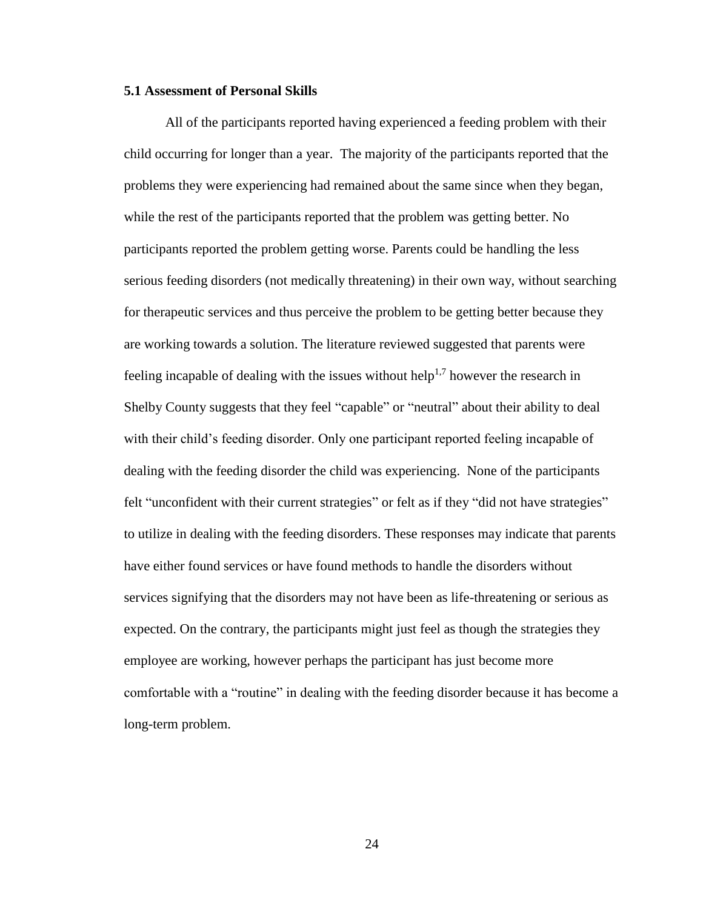### 5.1 Assessment of Personal Skills

All of the participants reported having experienced a feeding problem with their child occurring for longer than a year. The majority of the participants reported that the problems they were experiencing had remained about the same since when they began, while the rest of the participants reported that the problem was getting better. No participants reported the problem getting worse. Parents could be handling the less serious feeding disorders (not medically threatening) in their own way, without searching for therapeutic services and thus perceive the problem to be getting better because they are working towards a solution. The literature reviewed suggested that parents were feeling incapable of dealing with the issues without help[1,7] however the research in Shelby County suggests that they feel "capable" or "neutral" about their ability to deal with their child's feeding disorder. Only one participant reported feeling incapable of dealing with the feeding disorder the child was experiencing. None of the participants felt "unconfident with their current strategies" or felt as if they "did not have strategies" to utilize in dealing with the feeding disorders. These responses may indicate that parents have either found services or have found methods to handle the disorders without services signifying that the disorders may not have been as life-threatening or serious as expected. On the contrary, the participants might just feel as though the strategies they employee are working, however perhaps the participant has just become more comfortable with a "routine" in dealing with the feeding disorder because it has become a long-term problem.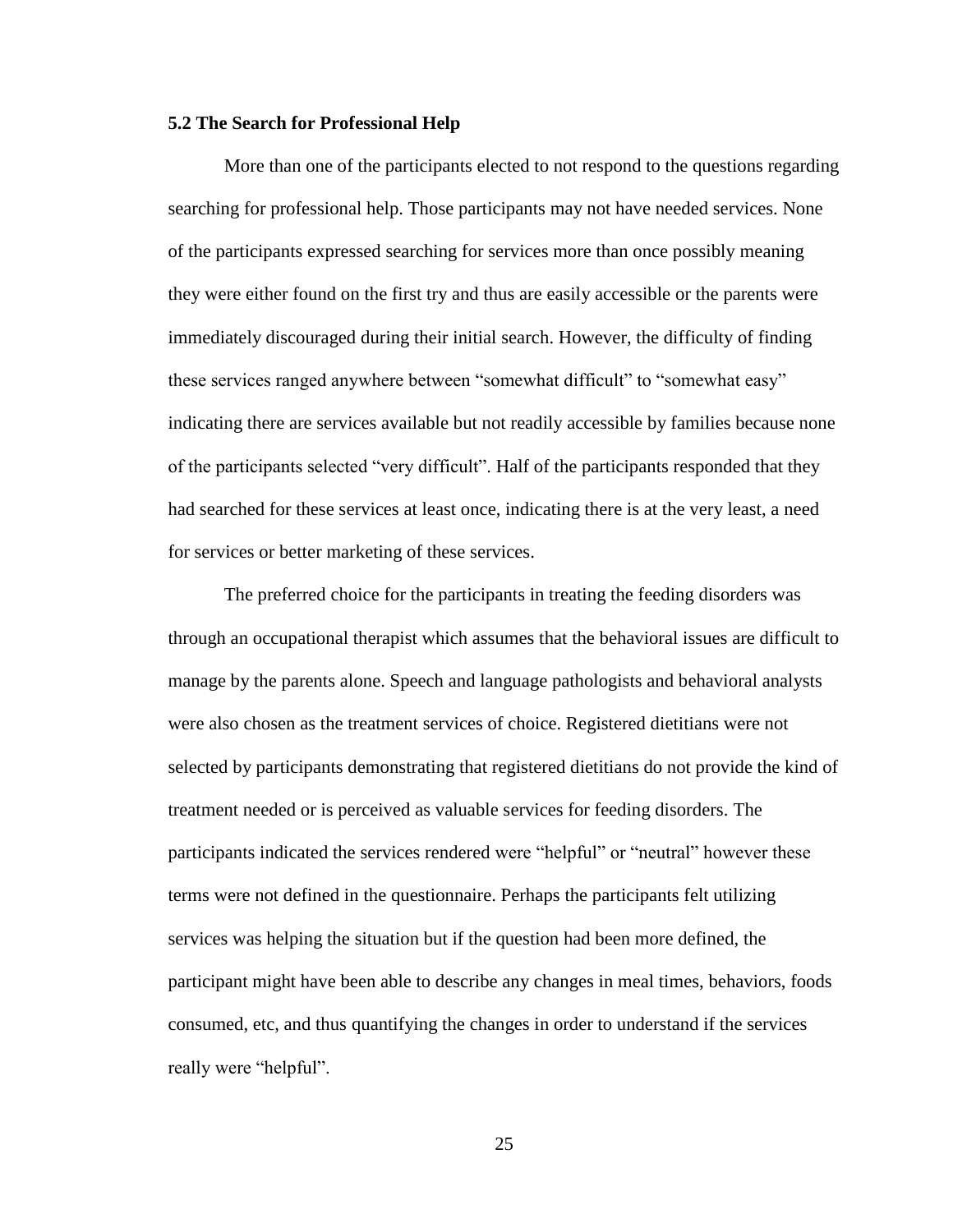### 5.2 The Search for Professional Help

More than one of the participants elected to not respond to the questions regarding searching for professional help. Those participants may not have needed services. None of the participants expressed searching for services more than once possibly meaning they were either found on the first try and thus are easily accessible or the parents were immediately discouraged during their initial search. However, the difficulty of finding these services ranged anywhere between "somewhat difficult" to "somewhat easy" indicating there are services available but not readily accessible by families because none of the participants selected "very difficult". Half of the participants responded that they had searched for these services at least once, indicating there is at the very least, a need for services or better marketing of these services.

The preferred choice for the participants in treating the feeding disorders was through an occupational therapist which assumes that the behavioral issues are difficult to manage by the parents alone. Speech and language pathologists and behavioral analysts were also chosen as the treatment services of choice. Registered dietitians were not selected by participants demonstrating that registered dietitians do not provide the kind of treatment needed or is perceived as valuable services for feeding disorders. The participants indicated the services rendered were "helpful" or "neutral" however these terms were not defined in the questionnaire. Perhaps the participants felt utilizing services was helping the situation but if the question had been more defined, the participant might have been able to describe any changes in meal times, behaviors, foods consumed, etc, and thus quantifying the changes in order to understand if the services really were "helpful".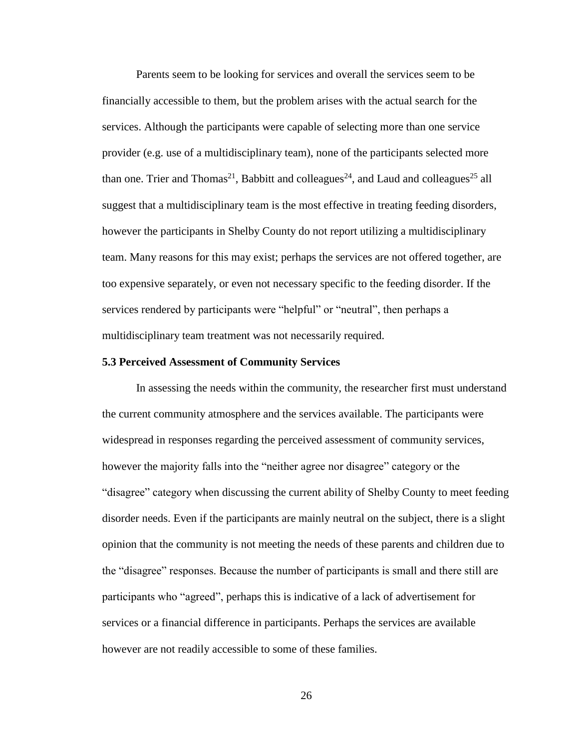Parents seem to be looking for services and overall the services seem to be financially accessible to them, but the problem arises with the actual search for the services. Although the participants were capable of selecting more than one service provider (e.g. use of a multidisciplinary team), none of the participants selected more than one. Trier and Thomas[21], Babbitt and colleagues[24], and Laud and colleagues[25] all suggest that a multidisciplinary team is the most effective in treating feeding disorders, however the participants in Shelby County do not report utilizing a multidisciplinary team. Many reasons for this may exist; perhaps the services are not offered together, are too expensive separately, or even not necessary specific to the feeding disorder. If the services rendered by participants were "helpful" or "neutral", then perhaps a multidisciplinary team treatment was not necessarily required.

### 5.3 Perceived Assessment of Community Services

In assessing the needs within the community, the researcher first must understand the current community atmosphere and the services available. The participants were widespread in responses regarding the perceived assessment of community services, however the majority falls into the "neither agree nor disagree" category or the "disagree" category when discussing the current ability of Shelby County to meet feeding disorder needs. Even if the participants are mainly neutral on the subject, there is a slight opinion that the community is not meeting the needs of these parents and children due to the "disagree" responses. Because the number of participants is small and there still are participants who "agreed", perhaps this is indicative of a lack of advertisement for services or a financial difference in participants. Perhaps the services are available however are not readily accessible to some of these families.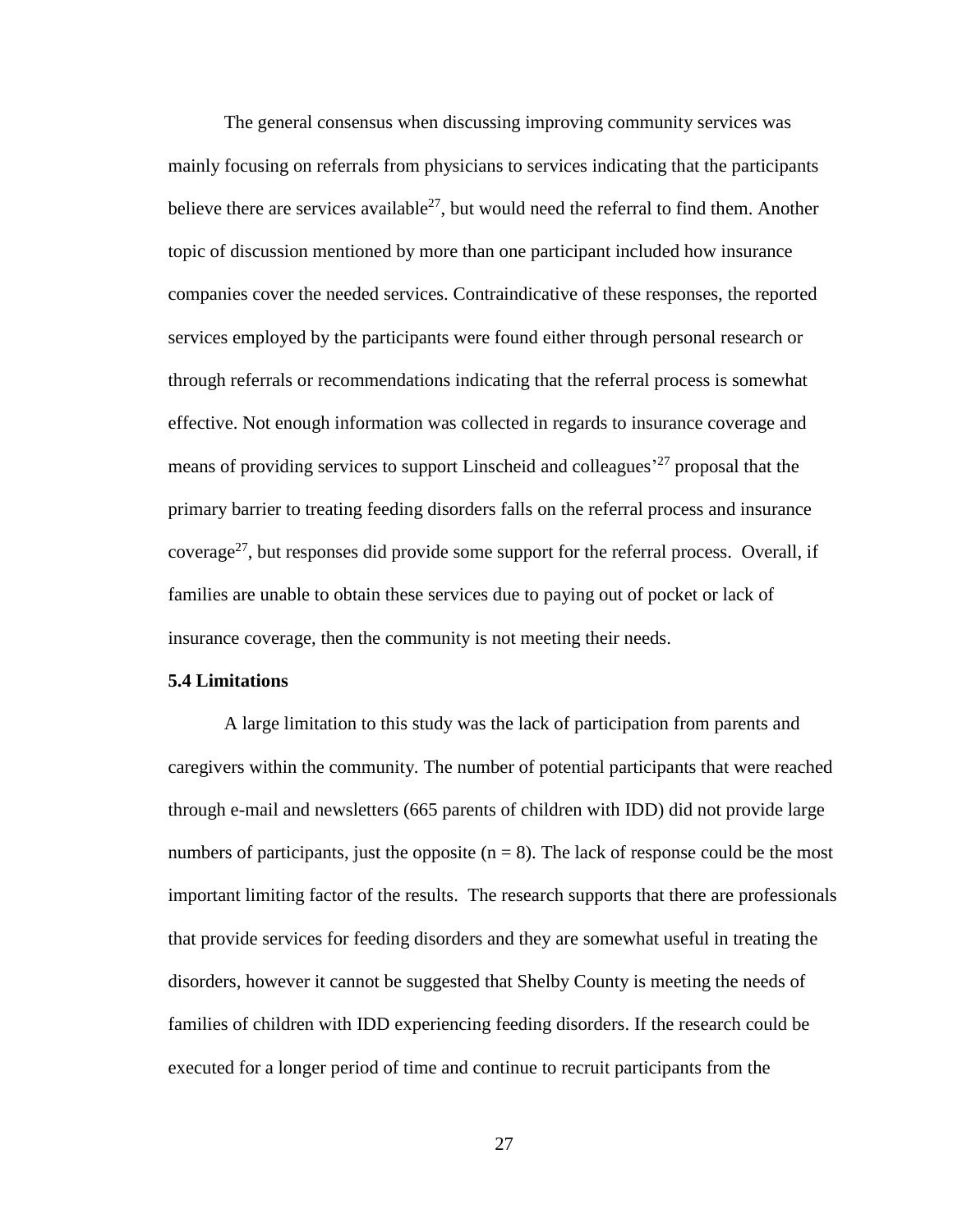The general consensus when discussing improving community services was mainly focusing on referrals from physicians to services indicating that the participants believe there are services available[27], but would need the referral to find them. Another topic of discussion mentioned by more than one participant included how insurance companies cover the needed services. Contraindicative of these responses, the reported services employed by the participants were found either through personal research or through referrals or recommendations indicating that the referral process is somewhat effective. Not enough information was collected in regards to insurance coverage and means of providing services to support Linscheid and colleagues'[27] proposal that the primary barrier to treating feeding disorders falls on the referral process and insurance coverage[27], but responses did provide some support for the referral process. Overall, if families are unable to obtain these services due to paying out of pocket or lack of insurance coverage, then the community is not meeting their needs.

### 5.4 Limitations

A large limitation to this study was the lack of participation from parents and caregivers within the community. The number of potential participants that were reached through e-mail and newsletters (665 parents of children with IDD) did not provide large numbers of participants, just the opposite ($n = 8$). The lack of response could be the most important limiting factor of the results. The research supports that there are professionals that provide services for feeding disorders and they are somewhat useful in treating the disorders, however it cannot be suggested that Shelby County is meeting the needs of families of children with IDD experiencing feeding disorders. If the research could be executed for a longer period of time and continue to recruit participants from the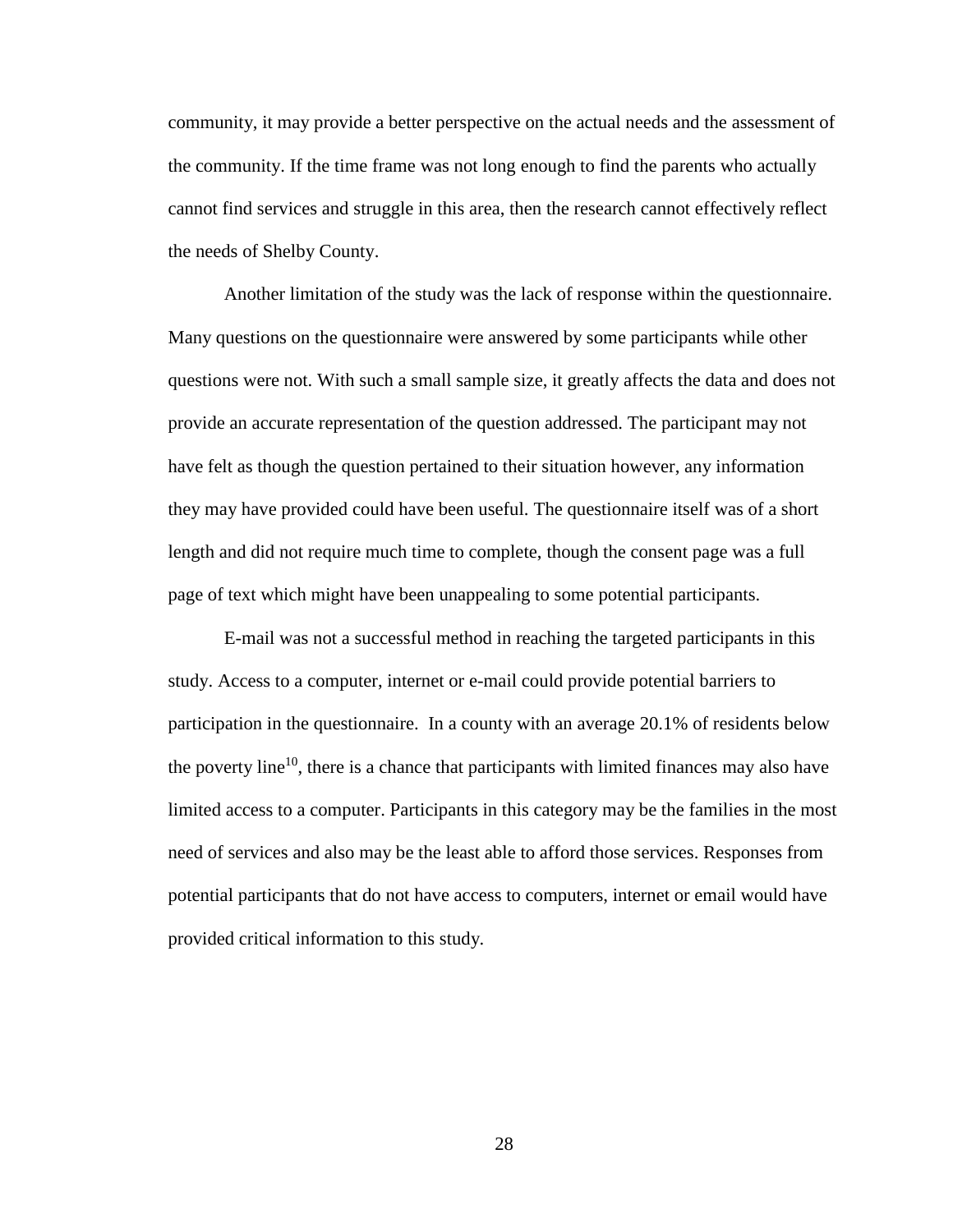community, it may provide a better perspective on the actual needs and the assessment of the community. If the time frame was not long enough to find the parents who actually cannot find services and struggle in this area, then the research cannot effectively reflect the needs of Shelby County.

Another limitation of the study was the lack of response within the questionnaire. Many questions on the questionnaire were answered by some participants while other questions were not. With such a small sample size, it greatly affects the data and does not provide an accurate representation of the question addressed. The participant may not have felt as though the question pertained to their situation however, any information they may have provided could have been useful. The questionnaire itself was of a short length and did not require much time to complete, though the consent page was a full page of text which might have been unappealing to some potential participants.

E-mail was not a successful method in reaching the targeted participants in this study. Access to a computer, internet or e-mail could provide potential barriers to participation in the questionnaire.  In a county with an average 20.1% of residents below the poverty line[10], there is a chance that participants with limited finances may also have limited access to a computer. Participants in this category may be the families in the most need of services and also may be the least able to afford those services. Responses from potential participants that do not have access to computers, internet or email would have provided critical information to this study.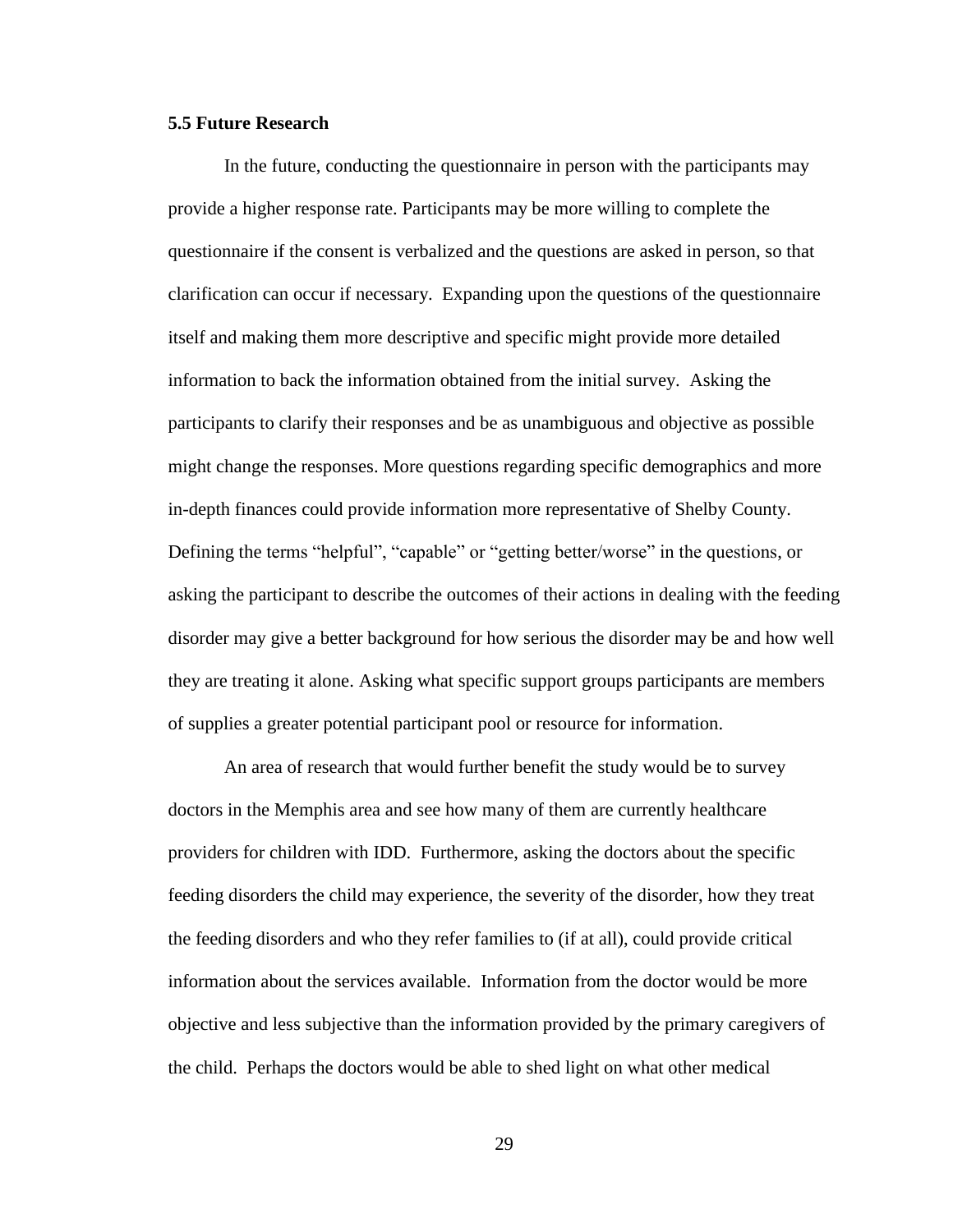### 5.5 Future Research

In the future, conducting the questionnaire in person with the participants may provide a higher response rate. Participants may be more willing to complete the questionnaire if the consent is verbalized and the questions are asked in person, so that clarification can occur if necessary. Expanding upon the questions of the questionnaire itself and making them more descriptive and specific might provide more detailed information to back the information obtained from the initial survey. Asking the participants to clarify their responses and be as unambiguous and objective as possible might change the responses. More questions regarding specific demographics and more in-depth finances could provide information more representative of Shelby County. Defining the terms "helpful", "capable" or "getting better/worse" in the questions, or asking the participant to describe the outcomes of their actions in dealing with the feeding disorder may give a better background for how serious the disorder may be and how well they are treating it alone. Asking what specific support groups participants are members of supplies a greater potential participant pool or resource for information.

An area of research that would further benefit the study would be to survey doctors in the Memphis area and see how many of them are currently healthcare providers for children with IDD. Furthermore, asking the doctors about the specific feeding disorders the child may experience, the severity of the disorder, how they treat the feeding disorders and who they refer families to (if at all), could provide critical information about the services available. Information from the doctor would be more objective and less subjective than the information provided by the primary caregivers of the child. Perhaps the doctors would be able to shed light on what other medical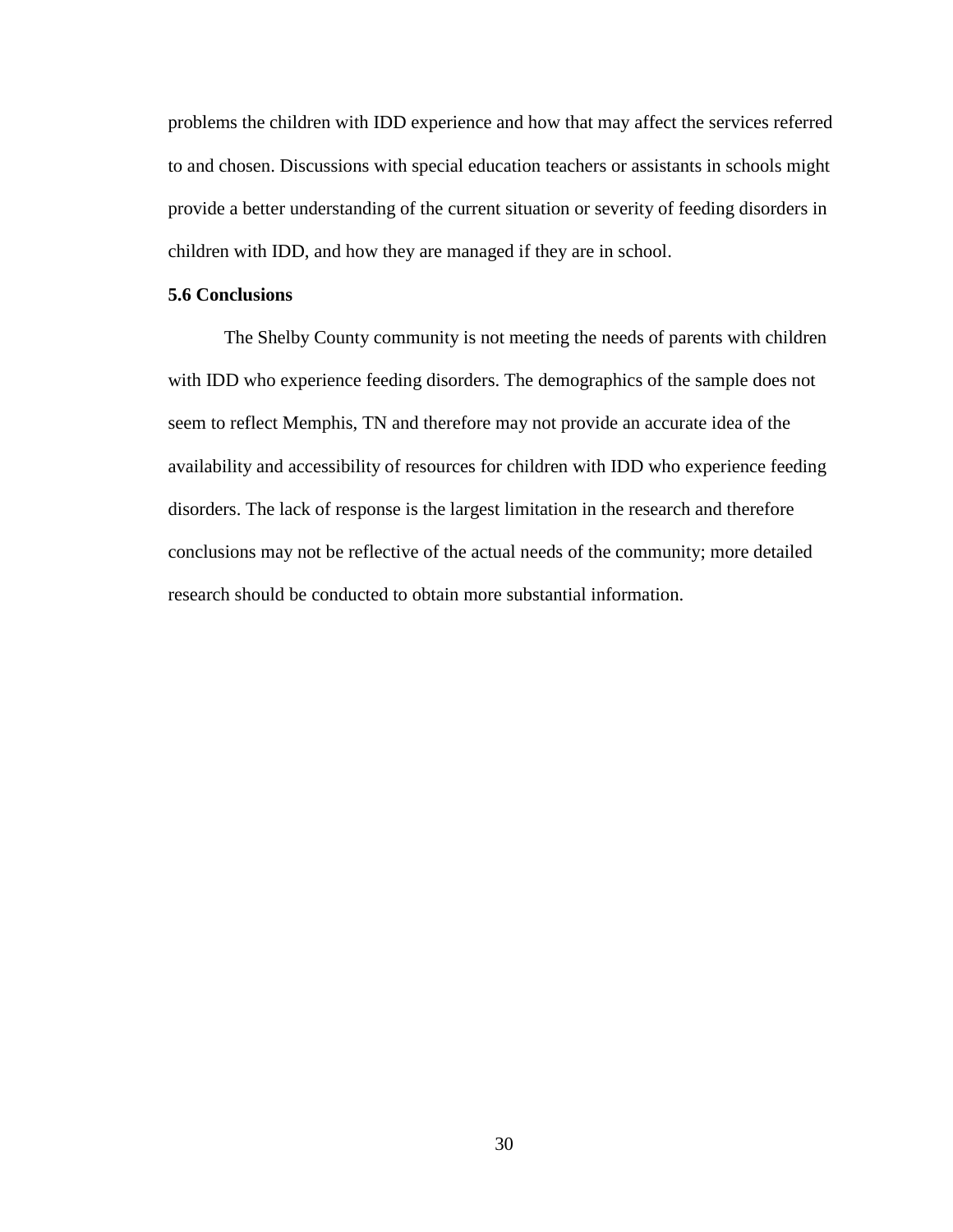problems the children with IDD experience and how that may affect the services referred to and chosen. Discussions with special education teachers or assistants in schools might provide a better understanding of the current situation or severity of feeding disorders in children with IDD, and how they are managed if they are in school.

### 5.6 Conclusions

The Shelby County community is not meeting the needs of parents with children with IDD who experience feeding disorders. The demographics of the sample does not seem to reflect Memphis, TN and therefore may not provide an accurate idea of the availability and accessibility of resources for children with IDD who experience feeding disorders. The lack of response is the largest limitation in the research and therefore conclusions may not be reflective of the actual needs of the community; more detailed research should be conducted to obtain more substantial information.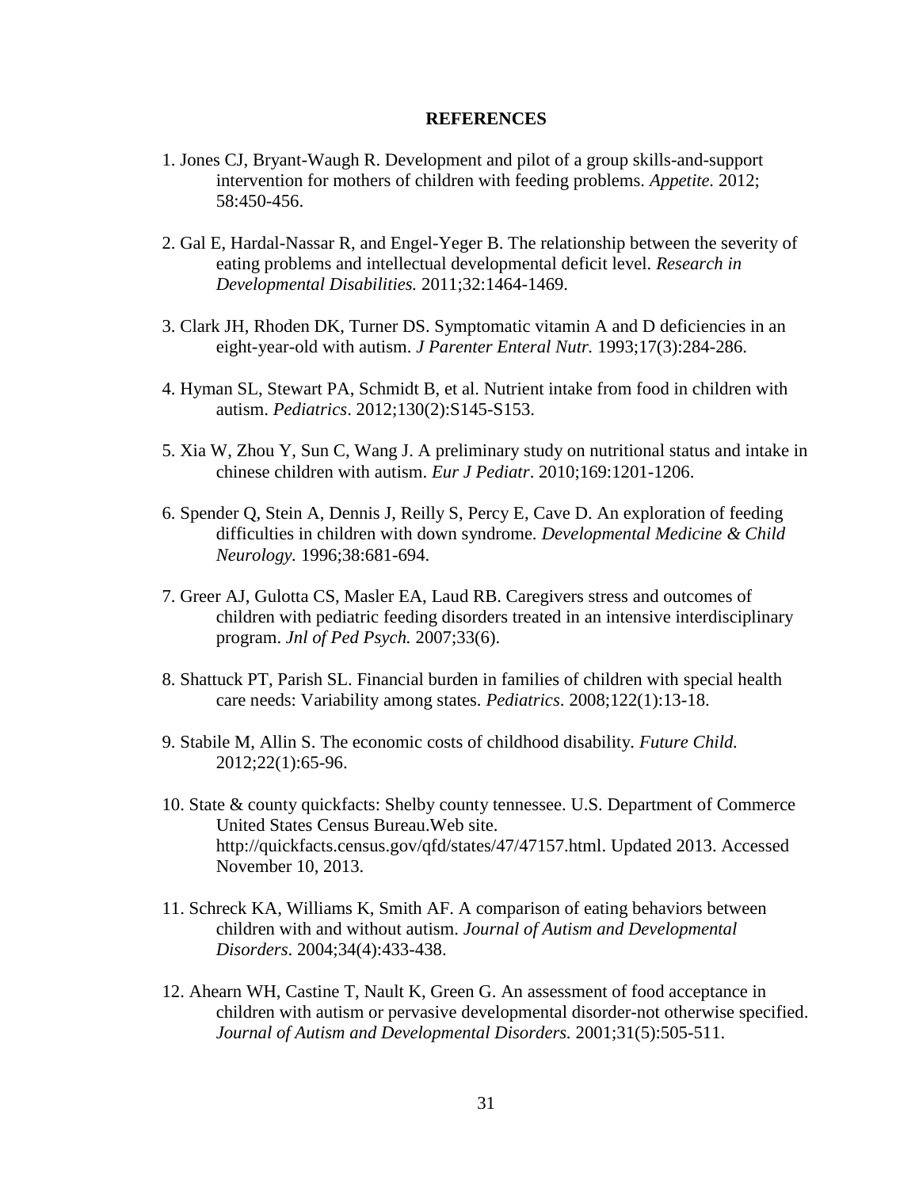## REFERENCES

1. Jones CJ, Bryant-Waugh R. Development and pilot of a group skills-and-support intervention for mothers of children with feeding problems. *Appetite.* 2012; 58:450-456.

2. Gal E, Hardal-Nassar R, and Engel-Yeger B. The relationship between the severity of eating problems and intellectual developmental deficit level. *Research in Developmental Disabilities.* 2011;32:1464-1469.

3. Clark JH, Rhoden DK, Turner DS. Symptomatic vitamin A and D deficiencies in an eight-year-old with autism. *J Parenter Enteral Nutr.* 1993;17(3):284-286.

4. Hyman SL, Stewart PA, Schmidt B, et al. Nutrient intake from food in children with autism. *Pediatrics*. 2012;130(2):S145-S153.

5. Xia W, Zhou Y, Sun C, Wang J. A preliminary study on nutritional status and intake in chinese children with autism. *Eur J Pediatr*. 2010;169:1201-1206.

6. Spender Q, Stein A, Dennis J, Reilly S, Percy E, Cave D. An exploration of feeding difficulties in children with down syndrome. *Developmental Medicine & Child Neurology.* 1996;38:681-694.

7. Greer AJ, Gulotta CS, Masler EA, Laud RB. Caregivers stress and outcomes of children with pediatric feeding disorders treated in an intensive interdisciplinary program. *Jnl of Ped Psych.* 2007;33(6).

8. Shattuck PT, Parish SL. Financial burden in families of children with special health care needs: Variability among states. *Pediatrics*. 2008;122(1):13-18.

9. Stabile M, Allin S. The economic costs of childhood disability. *Future Child.* 2012;22(1):65-96.

10. State & county quickfacts: Shelby county tennessee. U.S. Department of Commerce United States Census Bureau.Web site. http://quickfacts.census.gov/qfd/states/47/47157.html. Updated 2013. Accessed November 10, 2013.

11. Schreck KA, Williams K, Smith AF. A comparison of eating behaviors between children with and without autism. *Journal of Autism and Developmental Disorders*. 2004;34(4):433-438.

12. Ahearn WH, Castine T, Nault K, Green G. An assessment of food acceptance in children with autism or pervasive developmental disorder-not otherwise specified. *Journal of Autism and Developmental Disorders.* 2001;31(5):505-511.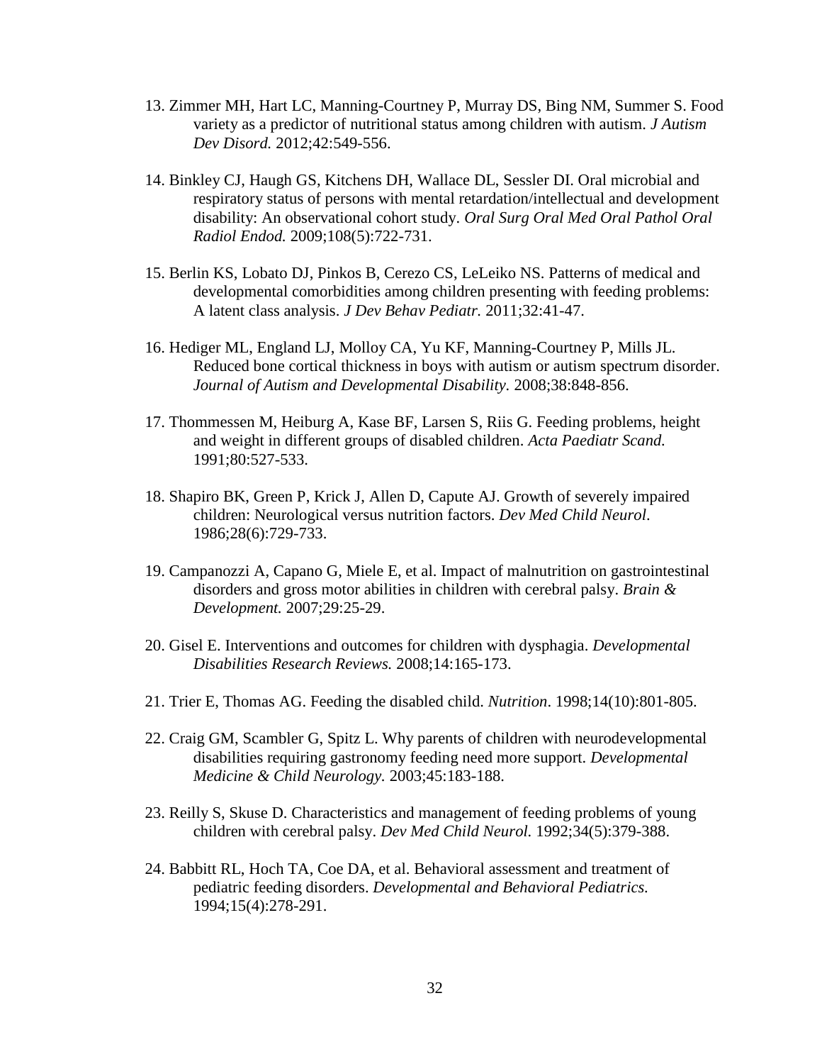13. Zimmer MH, Hart LC, Manning-Courtney P, Murray DS, Bing NM, Summer S. Food variety as a predictor of nutritional status among children with autism. *J Autism Dev Disord.* 2012;42:549-556.

14. Binkley CJ, Haugh GS, Kitchens DH, Wallace DL, Sessler DI. Oral microbial and respiratory status of persons with mental retardation/intellectual and development disability: An observational cohort study. *Oral Surg Oral Med Oral Pathol Oral Radiol Endod.* 2009;108(5):722-731.

15. Berlin KS, Lobato DJ, Pinkos B, Cerezo CS, LeLeiko NS. Patterns of medical and developmental comorbidities among children presenting with feeding problems: A latent class analysis. *J Dev Behav Pediatr.* 2011;32:41-47.

16. Hediger ML, England LJ, Molloy CA, Yu KF, Manning-Courtney P, Mills JL. Reduced bone cortical thickness in boys with autism or autism spectrum disorder. *Journal of Autism and Developmental Disability.* 2008;38:848-856.

17. Thommessen M, Heiburg A, Kase BF, Larsen S, Riis G. Feeding problems, height and weight in different groups of disabled children. *Acta Paediatr Scand.* 1991;80:527-533.

18. Shapiro BK, Green P, Krick J, Allen D, Capute AJ. Growth of severely impaired children: Neurological versus nutrition factors. *Dev Med Child Neurol*. 1986;28(6):729-733.

19. Campanozzi A, Capano G, Miele E, et al. Impact of malnutrition on gastrointestinal disorders and gross motor abilities in children with cerebral palsy. *Brain & Development.* 2007;29:25-29.

20. Gisel E. Interventions and outcomes for children with dysphagia. *Developmental Disabilities Research Reviews.* 2008;14:165-173.

21. Trier E, Thomas AG. Feeding the disabled child. *Nutrition*. 1998;14(10):801-805.

22. Craig GM, Scambler G, Spitz L. Why parents of children with neurodevelopmental disabilities requiring gastronomy feeding need more support. *Developmental Medicine & Child Neurology.* 2003;45:183-188.

23. Reilly S, Skuse D. Characteristics and management of feeding problems of young children with cerebral palsy. *Dev Med Child Neurol.* 1992;34(5):379-388.

24. Babbitt RL, Hoch TA, Coe DA, et al. Behavioral assessment and treatment of pediatric feeding disorders. *Developmental and Behavioral Pediatrics.* 1994;15(4):278-291.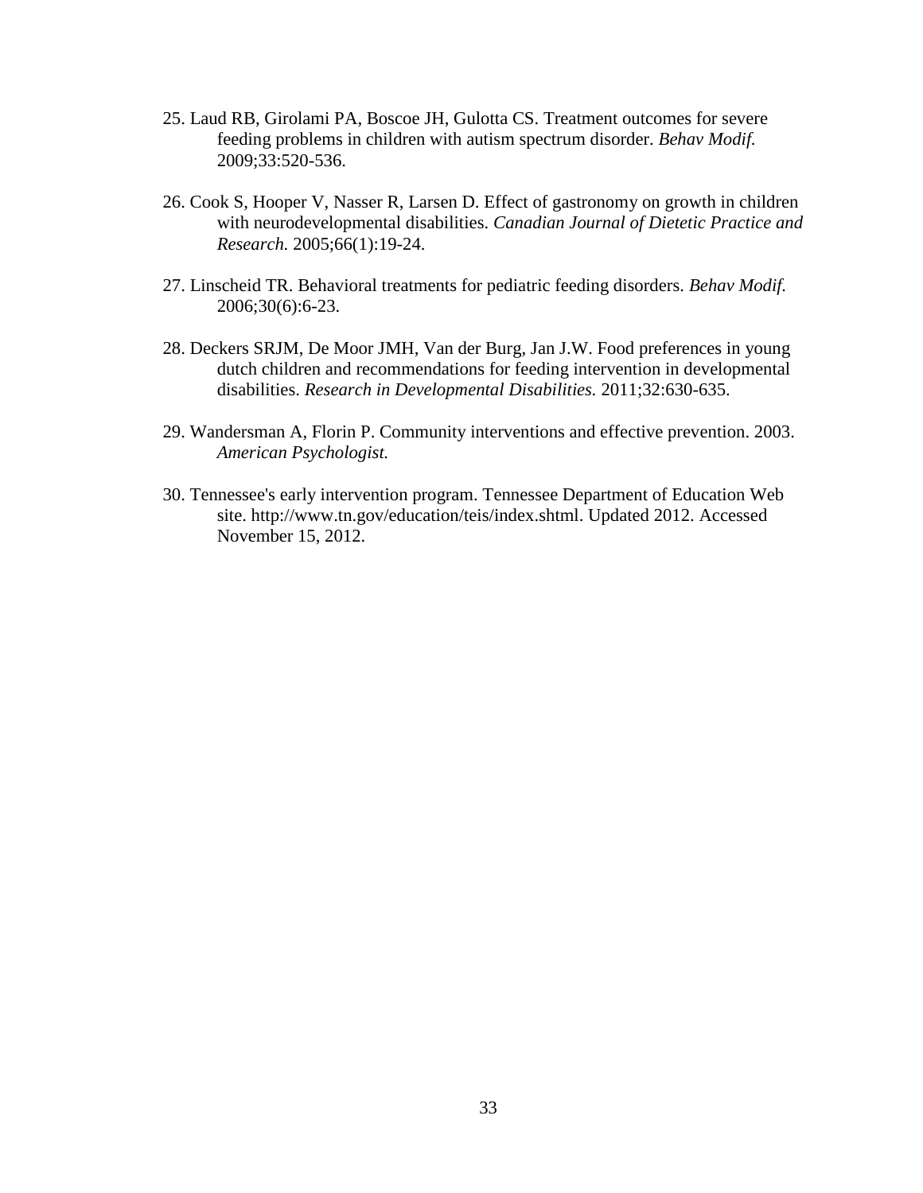25. Laud RB, Girolami PA, Boscoe JH, Gulotta CS. Treatment outcomes for severe feeding problems in children with autism spectrum disorder. *Behav Modif.* 2009;33:520-536.

26. Cook S, Hooper V, Nasser R, Larsen D. Effect of gastronomy on growth in children with neurodevelopmental disabilities. *Canadian Journal of Dietetic Practice and Research.* 2005;66(1):19-24.

27. Linscheid TR. Behavioral treatments for pediatric feeding disorders. *Behav Modif.* 2006;30(6):6-23.

28. Deckers SRJM, De Moor JMH, Van der Burg, Jan J.W. Food preferences in young dutch children and recommendations for feeding intervention in developmental disabilities. *Research in Developmental Disabilities.* 2011;32:630-635.

29. Wandersman A, Florin P. Community interventions and effective prevention. 2003. *American Psychologist.*

30. Tennessee's early intervention program. Tennessee Department of Education Web site. http://www.tn.gov/education/teis/index.shtml. Updated 2012. Accessed November 15, 2012.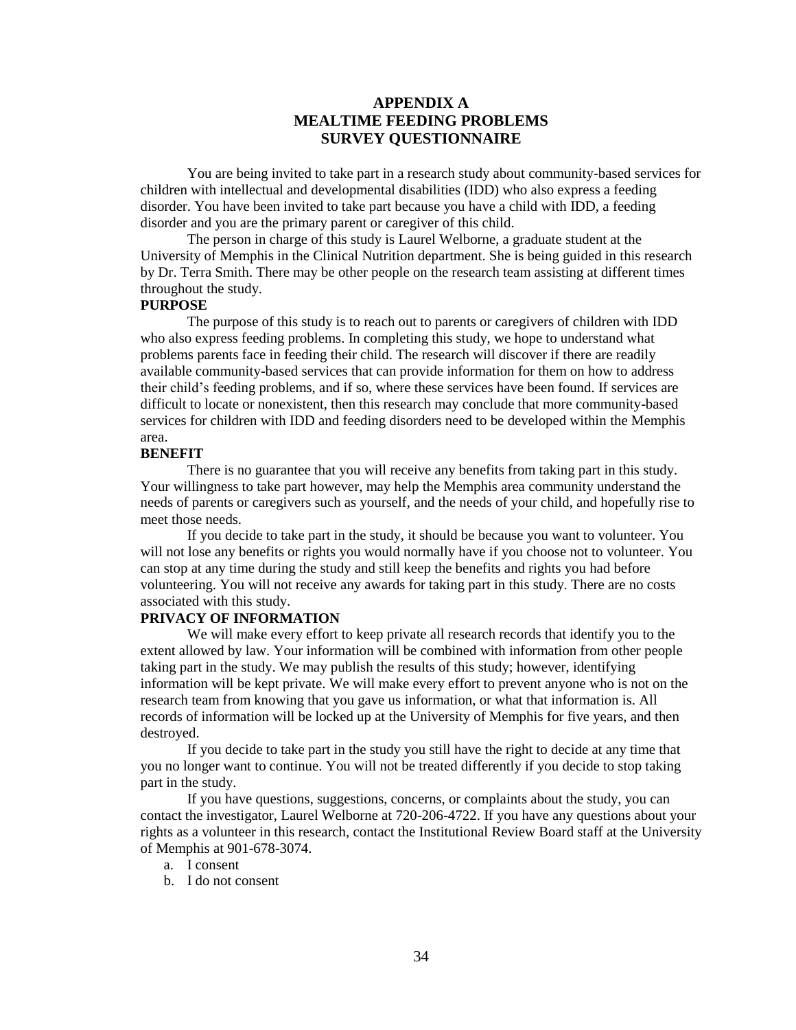# APPENDIX A
# MEALTIME FEEDING PROBLEMS
# SURVEY QUESTIONNAIRE

You are being invited to take part in a research study about community-based services for children with intellectual and developmental disabilities (IDD) who also express a feeding disorder. You have been invited to take part because you have a child with IDD, a feeding disorder and you are the primary parent or caregiver of this child.

The person in charge of this study is Laurel Welborne, a graduate student at the University of Memphis in the Clinical Nutrition department. She is being guided in this research by Dr. Terra Smith. There may be other people on the research team assisting at different times throughout the study.

**PURPOSE**

The purpose of this study is to reach out to parents or caregivers of children with IDD who also express feeding problems. In completing this study, we hope to understand what problems parents face in feeding their child. The research will discover if there are readily available community-based services that can provide information for them on how to address their child's feeding problems, and if so, where these services have been found. If services are difficult to locate or nonexistent, then this research may conclude that more community-based services for children with IDD and feeding disorders need to be developed within the Memphis area.

**BENEFIT**

There is no guarantee that you will receive any benefits from taking part in this study. Your willingness to take part however, may help the Memphis area community understand the needs of parents or caregivers such as yourself, and the needs of your child, and hopefully rise to meet those needs.

If you decide to take part in the study, it should be because you want to volunteer. You will not lose any benefits or rights you would normally have if you choose not to volunteer. You can stop at any time during the study and still keep the benefits and rights you had before volunteering. You will not receive any awards for taking part in this study. There are no costs associated with this study.

**PRIVACY OF INFORMATION**

We will make every effort to keep private all research records that identify you to the extent allowed by law. Your information will be combined with information from other people taking part in the study. We may publish the results of this study; however, identifying information will be kept private. We will make every effort to prevent anyone who is not on the research team from knowing that you gave us information, or what that information is. All records of information will be locked up at the University of Memphis for five years, and then destroyed.

If you decide to take part in the study you still have the right to decide at any time that you no longer want to continue. You will not be treated differently if you decide to stop taking part in the study.

If you have questions, suggestions, concerns, or complaints about the study, you can contact the investigator, Laurel Welborne at 720-206-4722. If you have any questions about your rights as a volunteer in this research, contact the Institutional Review Board staff at the University of Memphis at 901-678-3074.

a. I consent
b. I do not consent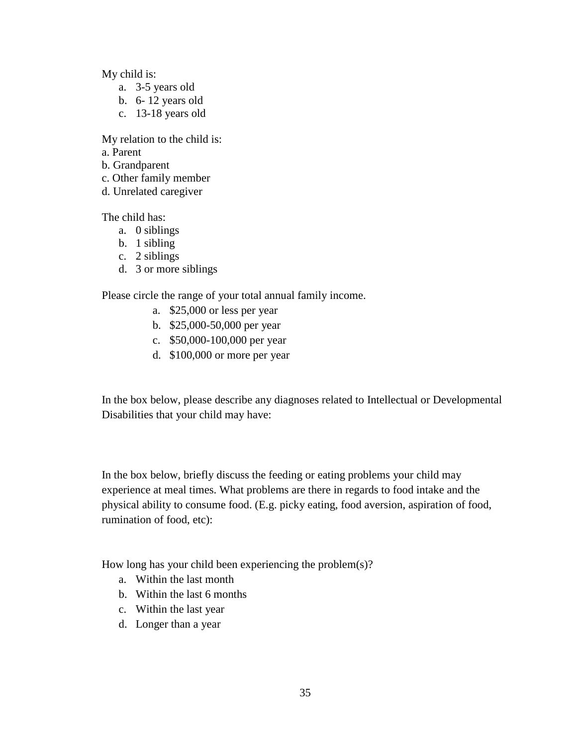My child is:

a. 3-5 years old
b. 6- 12 years old
c. 13-18 years old

My relation to the child is:

a. Parent
b. Grandparent
c. Other family member
d. Unrelated caregiver

The child has:

a. 0 siblings
b. 1 sibling
c. 2 siblings
d. 3 or more siblings

Please circle the range of your total annual family income.

a. $25,000 or less per year
b. $25,000-50,000 per year
c. $50,000-100,000 per year
d. $100,000 or more per year

In the box below, please describe any diagnoses related to Intellectual or Developmental Disabilities that your child may have:

In the box below, briefly discuss the feeding or eating problems your child may experience at meal times. What problems are there in regards to food intake and the physical ability to consume food. (E.g. picky eating, food aversion, aspiration of food, rumination of food, etc):

How long has your child been experiencing the problem(s)?

a. Within the last month
b. Within the last 6 months
c. Within the last year
d. Longer than a year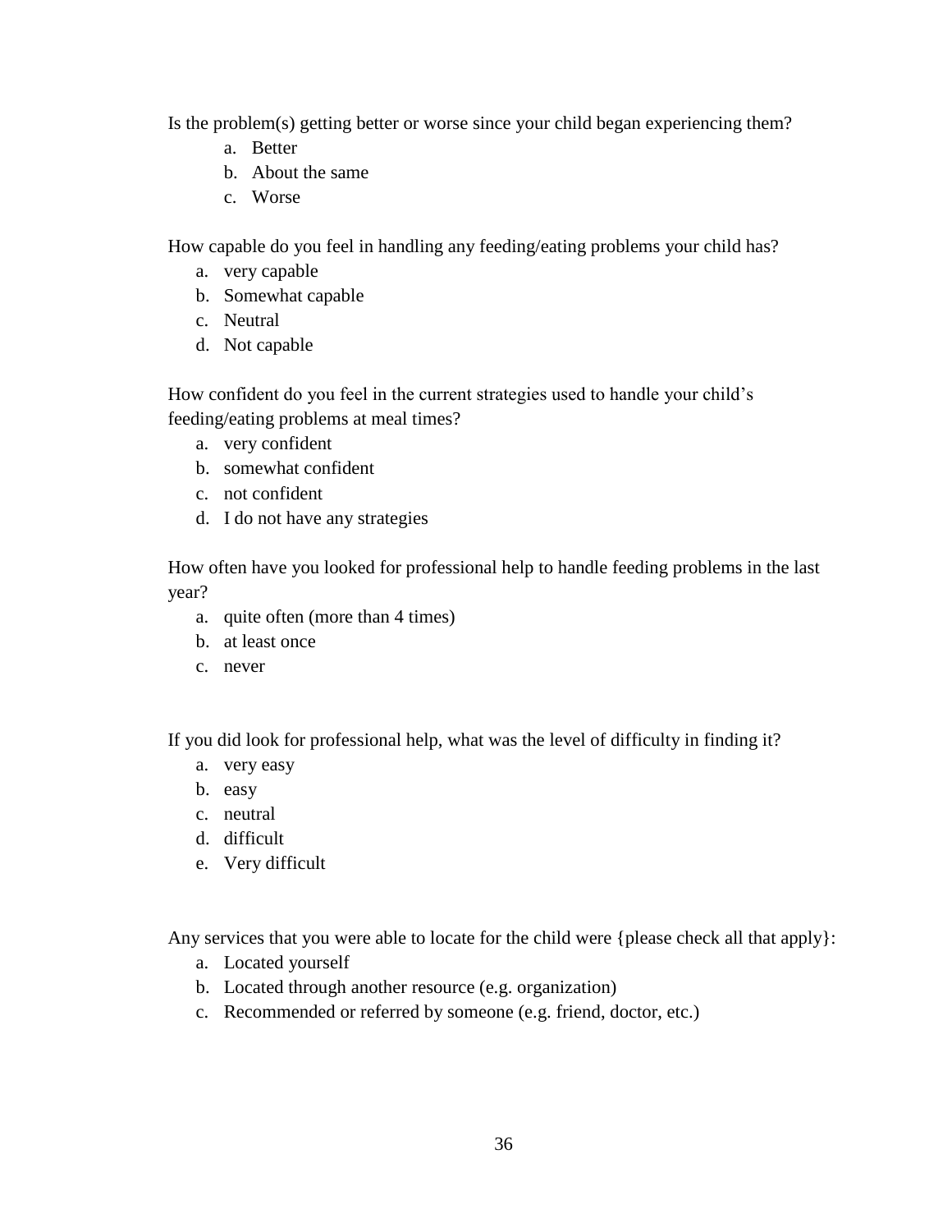Is the problem(s) getting better or worse since your child began experiencing them?

a. Better
b. About the same
c. Worse

How capable do you feel in handling any feeding/eating problems your child has?

a. very capable
b. Somewhat capable
c. Neutral
d. Not capable

How confident do you feel in the current strategies used to handle your child's feeding/eating problems at meal times?

a. very confident
b. somewhat confident
c. not confident
d. I do not have any strategies

How often have you looked for professional help to handle feeding problems in the last year?

a. quite often (more than 4 times)
b. at least once
c. never

If you did look for professional help, what was the level of difficulty in finding it?

a. very easy
b. easy
c. neutral
d. difficult
e. Very difficult

Any services that you were able to locate for the child were {please check all that apply}:

a. Located yourself
b. Located through another resource (e.g. organization)
c. Recommended or referred by someone (e.g. friend, doctor, etc.)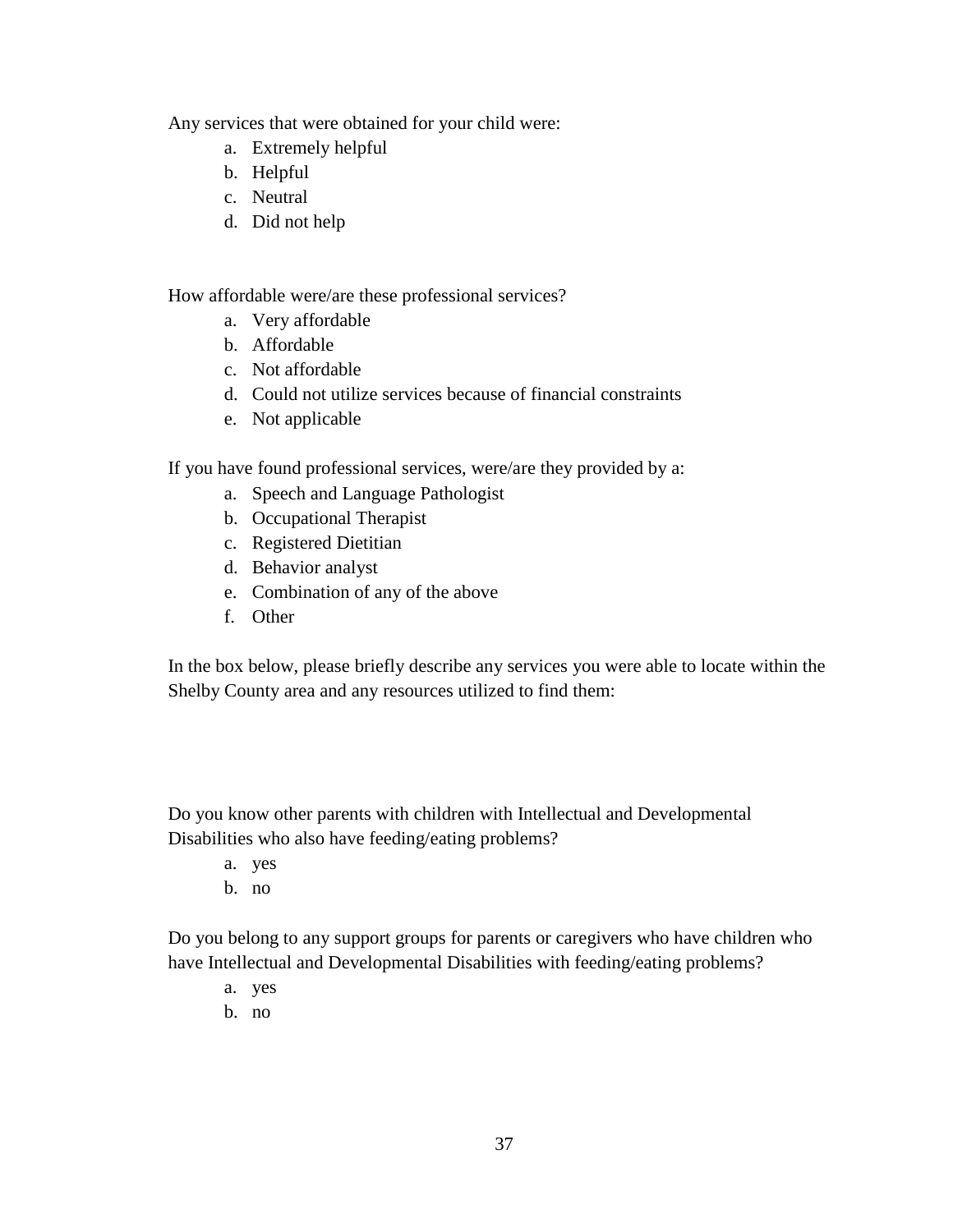Any services that were obtained for your child were:

a. Extremely helpful
b. Helpful
c. Neutral
d. Did not help

How affordable were/are these professional services?

a. Very affordable
b. Affordable
c. Not affordable
d. Could not utilize services because of financial constraints
e. Not applicable

If you have found professional services, were/are they provided by a:

a. Speech and Language Pathologist
b. Occupational Therapist
c. Registered Dietitian
d. Behavior analyst
e. Combination of any of the above
f. Other

In the box below, please briefly describe any services you were able to locate within the Shelby County area and any resources utilized to find them:

Do you know other parents with children with Intellectual and Developmental Disabilities who also have feeding/eating problems?

a. yes
b. no

Do you belong to any support groups for parents or caregivers who have children who have Intellectual and Developmental Disabilities with feeding/eating problems?

a. yes
b. no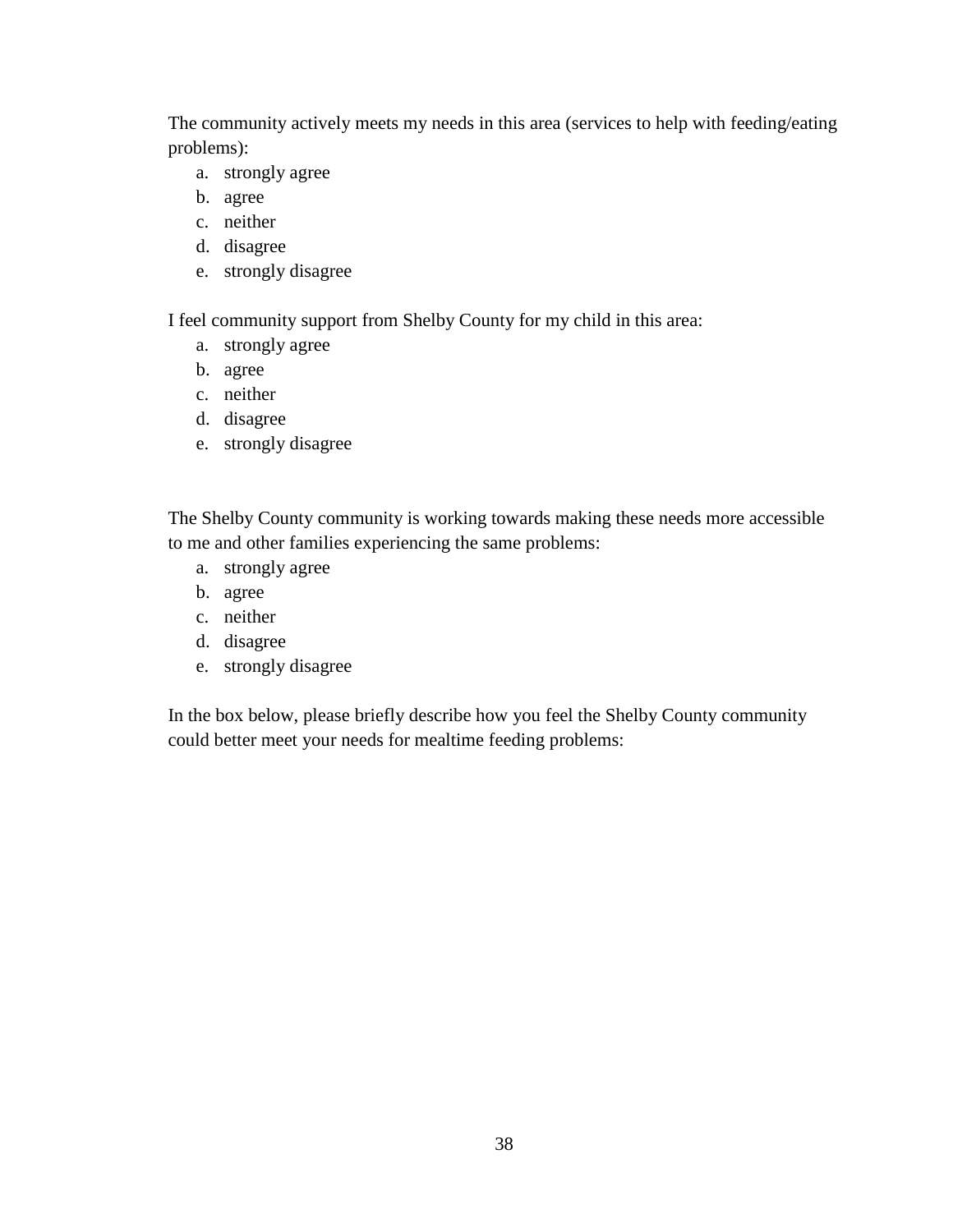The community actively meets my needs in this area (services to help with feeding/eating problems):

a. strongly agree
b. agree
c. neither
d. disagree
e. strongly disagree

I feel community support from Shelby County for my child in this area:

a. strongly agree
b. agree
c. neither
d. disagree
e. strongly disagree

The Shelby County community is working towards making these needs more accessible to me and other families experiencing the same problems:

a. strongly agree
b. agree
c. neither
d. disagree
e. strongly disagree

In the box below, please briefly describe how you feel the Shelby County community could better meet your needs for mealtime feeding problems: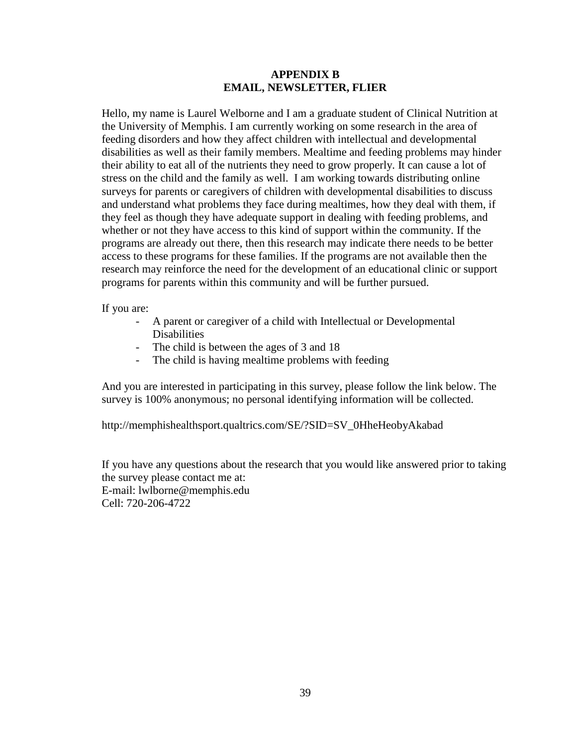# APPENDIX B
# EMAIL, NEWSLETTER, FLIER

Hello, my name is Laurel Welborne and I am a graduate student of Clinical Nutrition at the University of Memphis. I am currently working on some research in the area of feeding disorders and how they affect children with intellectual and developmental disabilities as well as their family members. Mealtime and feeding problems may hinder their ability to eat all of the nutrients they need to grow properly. It can cause a lot of stress on the child and the family as well. I am working towards distributing online surveys for parents or caregivers of children with developmental disabilities to discuss and understand what problems they face during mealtimes, how they deal with them, if they feel as though they have adequate support in dealing with feeding problems, and whether or not they have access to this kind of support within the community. If the programs are already out there, then this research may indicate there needs to be better access to these programs for these families. If the programs are not available then the research may reinforce the need for the development of an educational clinic or support programs for parents within this community and will be further pursued.

If you are:

- A parent or caregiver of a child with Intellectual or Developmental Disabilities
- The child is between the ages of 3 and 18
- The child is having mealtime problems with feeding

And you are interested in participating in this survey, please follow the link below. The survey is 100% anonymous; no personal identifying information will be collected.

http://memphishealthsport.qualtrics.com/SE/?SID=SV_0HheHeobyAkabad

If you have any questions about the research that you would like answered prior to taking the survey please contact me at:
E-mail: lwlborne@memphis.edu
Cell: 720-206-4722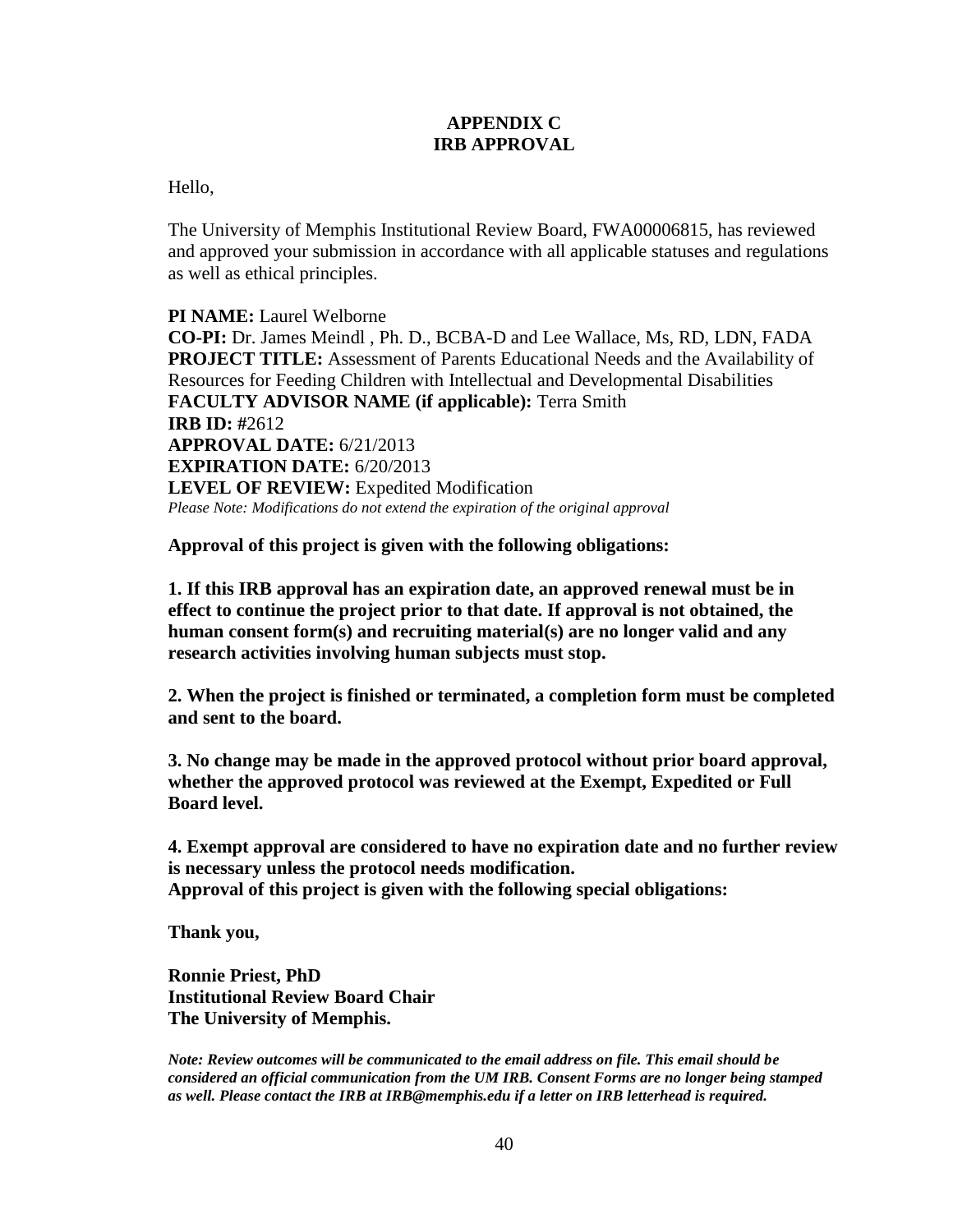# APPENDIX C
# IRB APPROVAL

Hello,

The University of Memphis Institutional Review Board, FWA00006815, has reviewed and approved your submission in accordance with all applicable statuses and regulations as well as ethical principles.

**PI NAME:** Laurel Welborne
**CO-PI:** Dr. James Meindl , Ph. D., BCBA-D and Lee Wallace, Ms, RD, LDN, FADA
**PROJECT TITLE:** Assessment of Parents Educational Needs and the Availability of Resources for Feeding Children with Intellectual and Developmental Disabilities
**FACULTY ADVISOR NAME (if applicable):** Terra Smith
**IRB ID: #**2612
**APPROVAL DATE:** 6/21/2013
**EXPIRATION DATE:** 6/20/2013
**LEVEL OF REVIEW:** Expedited Modification
*Please Note: Modifications do not extend the expiration of the original approval*

**Approval of this project is given with the following obligations:**

**1. If this IRB approval has an expiration date, an approved renewal must be in effect to continue the project prior to that date. If approval is not obtained, the human consent form(s) and recruiting material(s) are no longer valid and any research activities involving human subjects must stop.**

**2. When the project is finished or terminated, a completion form must be completed and sent to the board.**

**3. No change may be made in the approved protocol without prior board approval, whether the approved protocol was reviewed at the Exempt, Expedited or Full Board level.**

**4. Exempt approval are considered to have no expiration date and no further review is necessary unless the protocol needs modification.**
**Approval of this project is given with the following special obligations:**

**Thank you,**

**Ronnie Priest, PhD**
**Institutional Review Board Chair**
**The University of Memphis.**

***Note: Review outcomes will be communicated to the email address on file. This email should be considered an official communication from the UM IRB. Consent Forms are no longer being stamped as well. Please contact the IRB at IRB@memphis.edu if a letter on IRB letterhead is required.***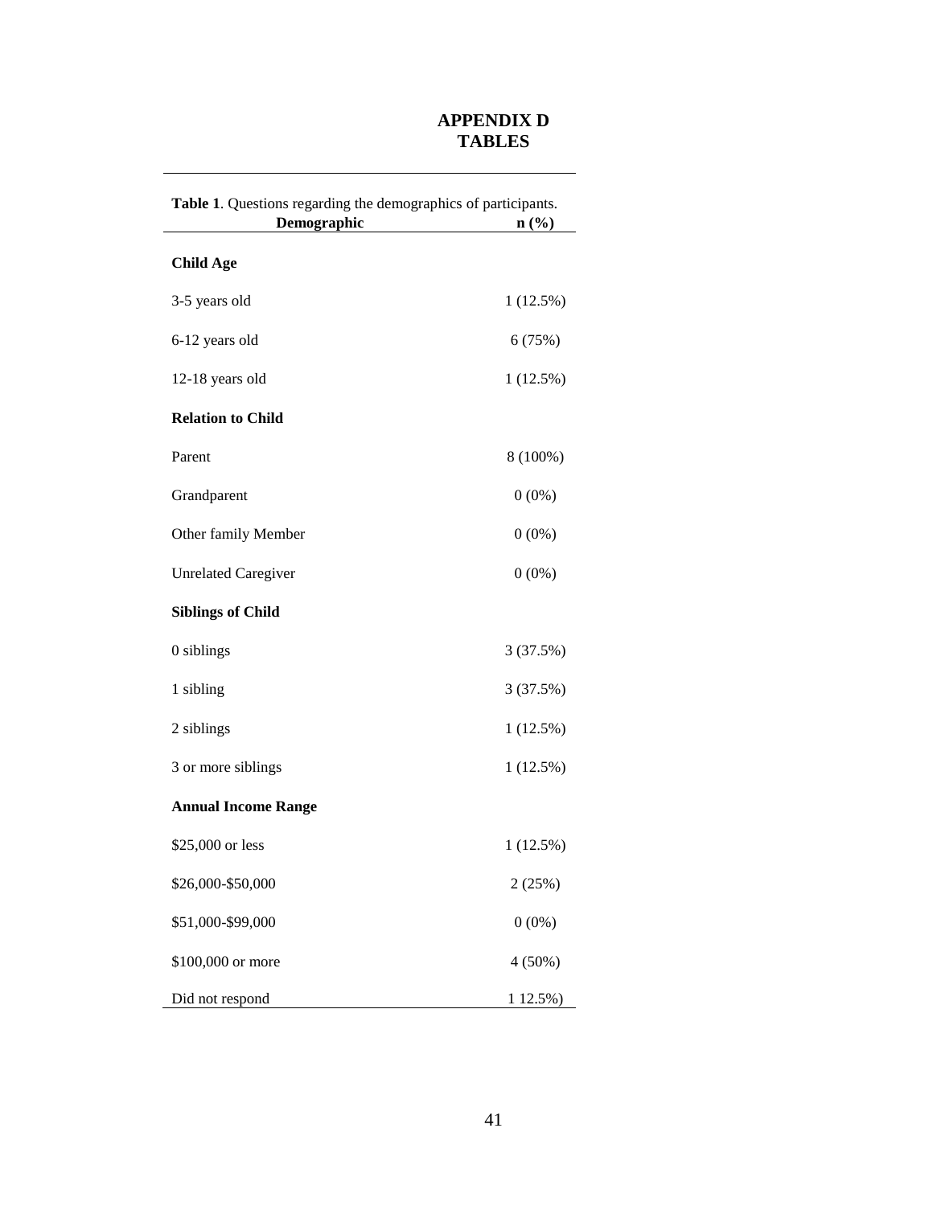# APPENDIX D
# TABLES

**Table 1**. Questions regarding the demographics of participants.

| Demographic | n (%) |
|---|---|
| **Child Age** | |
| 3-5 years old | 1 (12.5%) |
| 6-12 years old | 6 (75%) |
| 12-18 years old | 1 (12.5%) |
| **Relation to Child** | |
| Parent | 8 (100%) |
| Grandparent | 0 (0%) |
| Other family Member | 0 (0%) |
| Unrelated Caregiver | 0 (0%) |
| **Siblings of Child** | |
| 0 siblings | 3 (37.5%) |
| 1 sibling | 3 (37.5%) |
| 2 siblings | 1 (12.5%) |
| 3 or more siblings | 1 (12.5%) |
| **Annual Income Range** | |
| $25,000 or less | 1 (12.5%) |
| $26,000-$50,000 | 2 (25%) |
| $51,000-$99,000 | 0 (0%) |
| $100,000 or more | 4 (50%) |
| Did not respond | 1 12.5%) |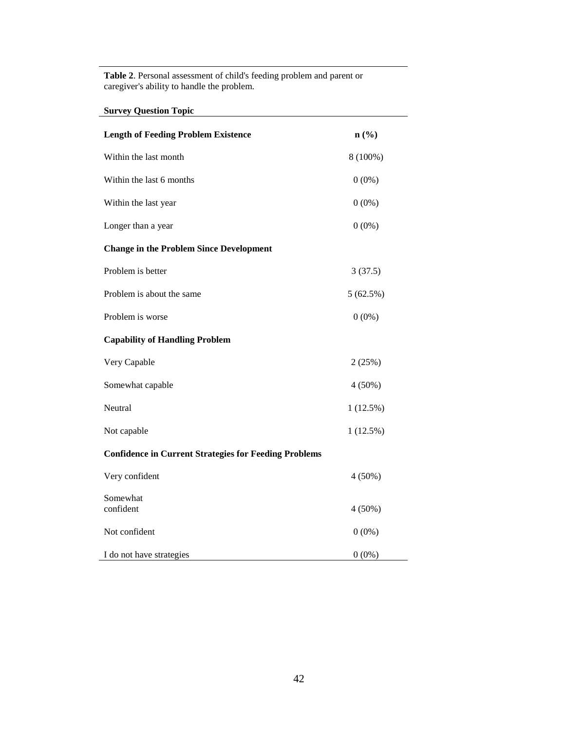**Table 2**. Personal assessment of child's feeding problem and parent or caregiver's ability to handle the problem.

| **Survey Question Topic** | |
|---|---|
| **Length of Feeding Problem Existence** | **n (%)** |
| Within the last month | 8 (100%) |
| Within the last 6 months | 0 (0%) |
| Within the last year | 0 (0%) |
| Longer than a year | 0 (0%) |
| **Change in the Problem Since Development** | |
| Problem is better | 3 (37.5) |
| Problem is about the same | 5 (62.5%) |
| Problem is worse | 0 (0%) |
| **Capability of Handling Problem** | |
| Very Capable | 2 (25%) |
| Somewhat capable | 4 (50%) |
| Neutral | 1 (12.5%) |
| Not capable | 1 (12.5%) |
| **Confidence in Current Strategies for Feeding Problems** | |
| Very confident | 4 (50%) |
| Somewhat confident | 4 (50%) |
| Not confident | 0 (0%) |
| I do not have strategies | 0 (0%) |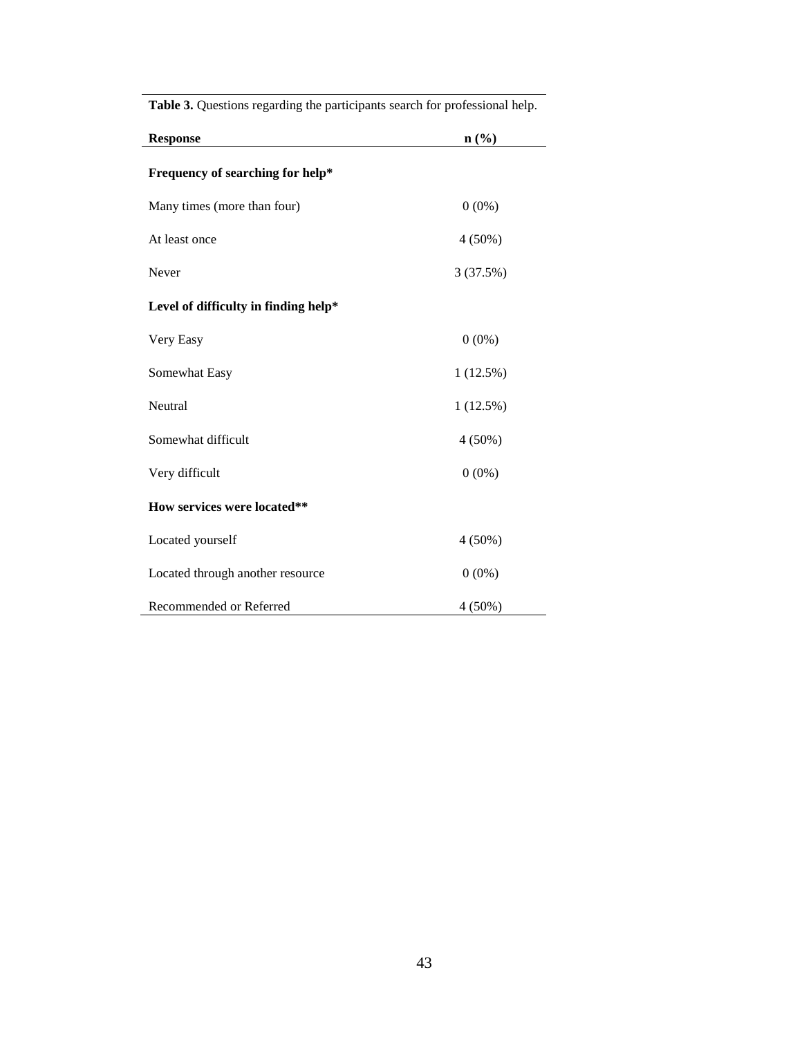**Table 3.** Questions regarding the participants search for professional help.

| **Response** | **n (%)** |
|---|---|
| **Frequency of searching for help*** | |
| Many times (more than four) | 0 (0%) |
| At least once | 4 (50%) |
| Never | 3 (37.5%) |
| **Level of difficulty in finding help*** | |
| Very Easy | 0 (0%) |
| Somewhat Easy | 1 (12.5%) |
| Neutral | 1 (12.5%) |
| Somewhat difficult | 4 (50%) |
| Very difficult | 0 (0%) |
| **How services were located**** | |
| Located yourself | 4 (50%) |
| Located through another resource | 0 (0%) |
| Recommended or Referred | 4 (50%) |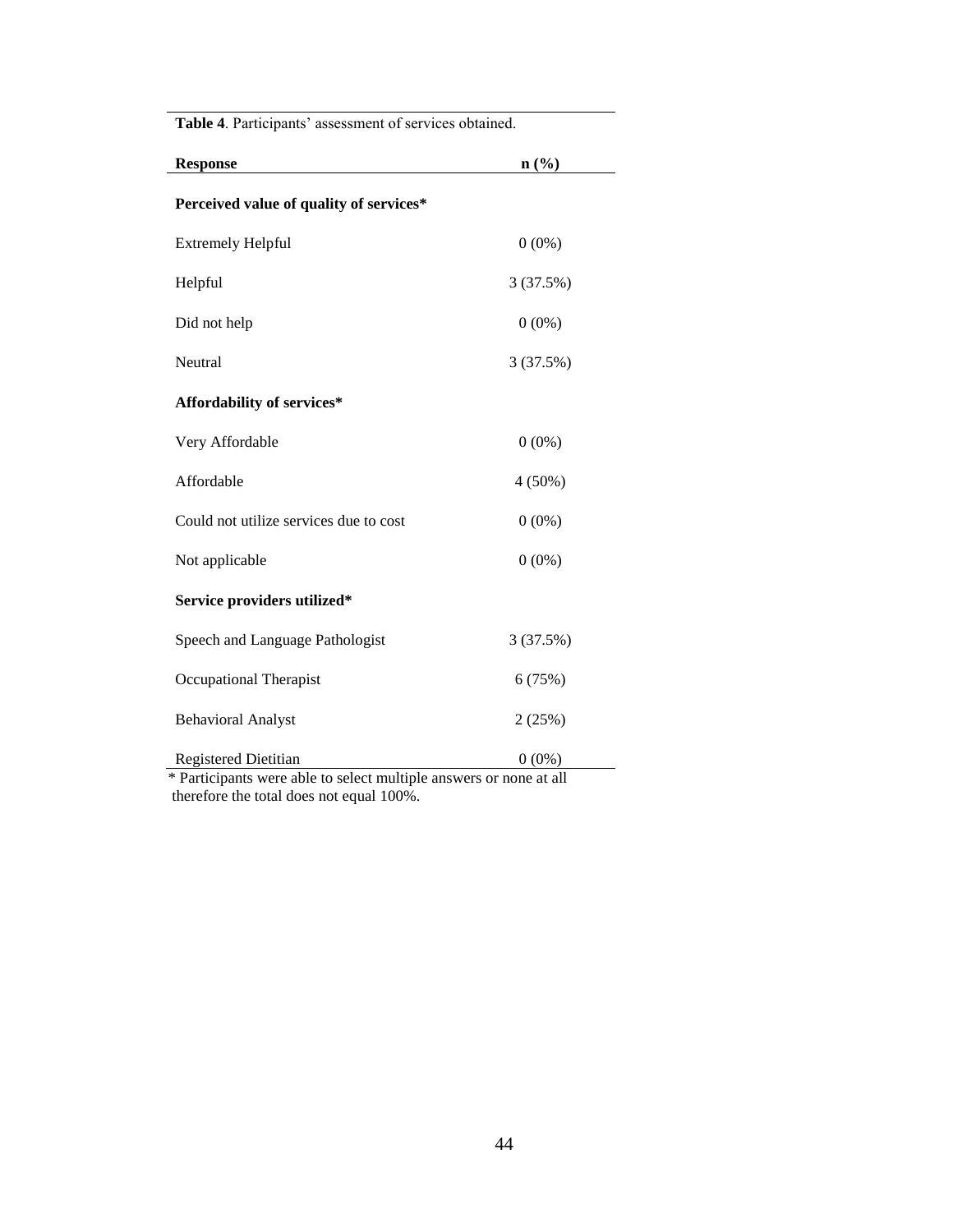**Table 4**. Participants' assessment of services obtained.

| Response | n (%) |
|---|---|
| **Perceived value of quality of services*** | |
| Extremely Helpful | 0 (0%) |
| Helpful | 3 (37.5%) |
| Did not help | 0 (0%) |
| Neutral | 3 (37.5%) |
| **Affordability of services*** | |
| Very Affordable | 0 (0%) |
| Affordable | 4 (50%) |
| Could not utilize services due to cost | 0 (0%) |
| Not applicable | 0 (0%) |
| **Service providers utilized*** | |
| Speech and Language Pathologist | 3 (37.5%) |
| Occupational Therapist | 6 (75%) |
| Behavioral Analyst | 2 (25%) |
| Registered Dietitian | 0 (0%) |

* Participants were able to select multiple answers or none at all therefore the total does not equal 100%.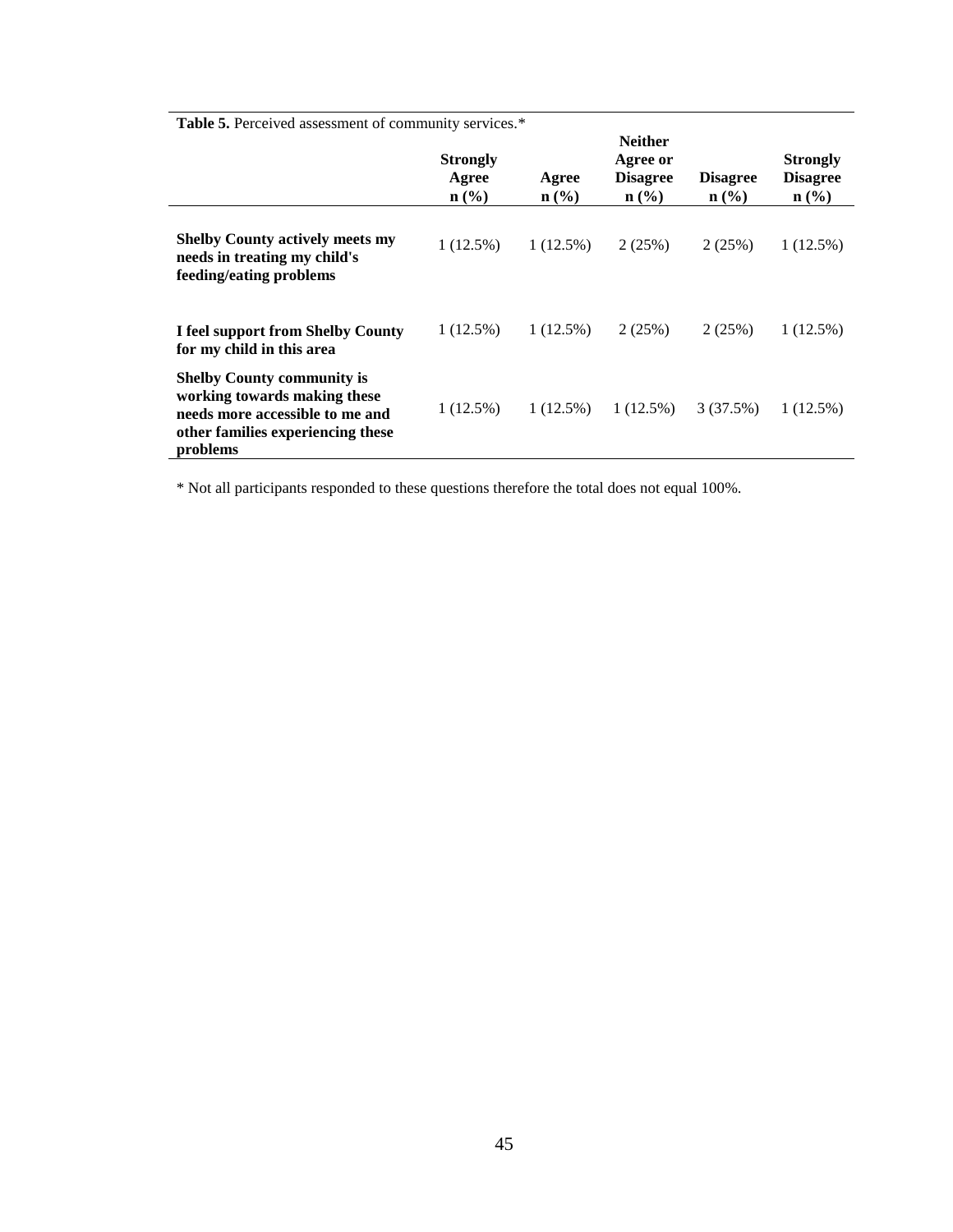**Table 5.** Perceived assessment of community services.*

| | Strongly Agree n (%) | Agree n (%) | Neither Agree or Disagree n (%) | Disagree n (%) | Strongly Disagree n (%) |
|---|---|---|---|---|---|
| **Shelby County actively meets my needs in treating my child's feeding/eating problems** | 1 (12.5%) | 1 (12.5%) | 2 (25%) | 2 (25%) | 1 (12.5%) |
| **I feel support from Shelby County for my child in this area** | 1 (12.5%) | 1 (12.5%) | 2 (25%) | 2 (25%) | 1 (12.5%) |
| **Shelby County community is working towards making these needs more accessible to me and other families experiencing these problems** | 1 (12.5%) | 1 (12.5%) | 1 (12.5%) | 3 (37.5%) | 1 (12.5%) |

* Not all participants responded to these questions therefore the total does not equal 100%.